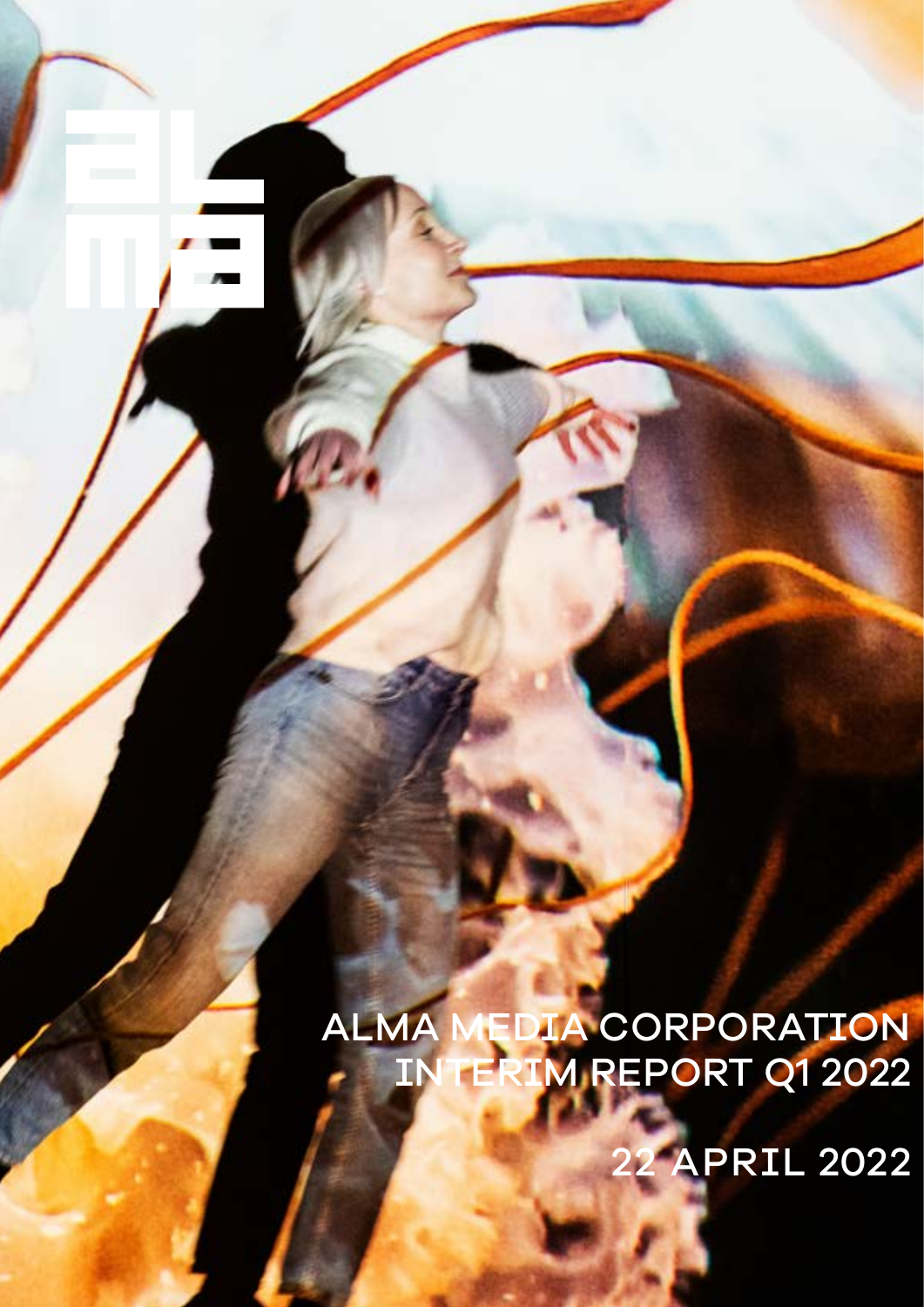# ALMA MEDIA CORPORATION INTERIM REPORT Q1 2022

22 APRIL 2022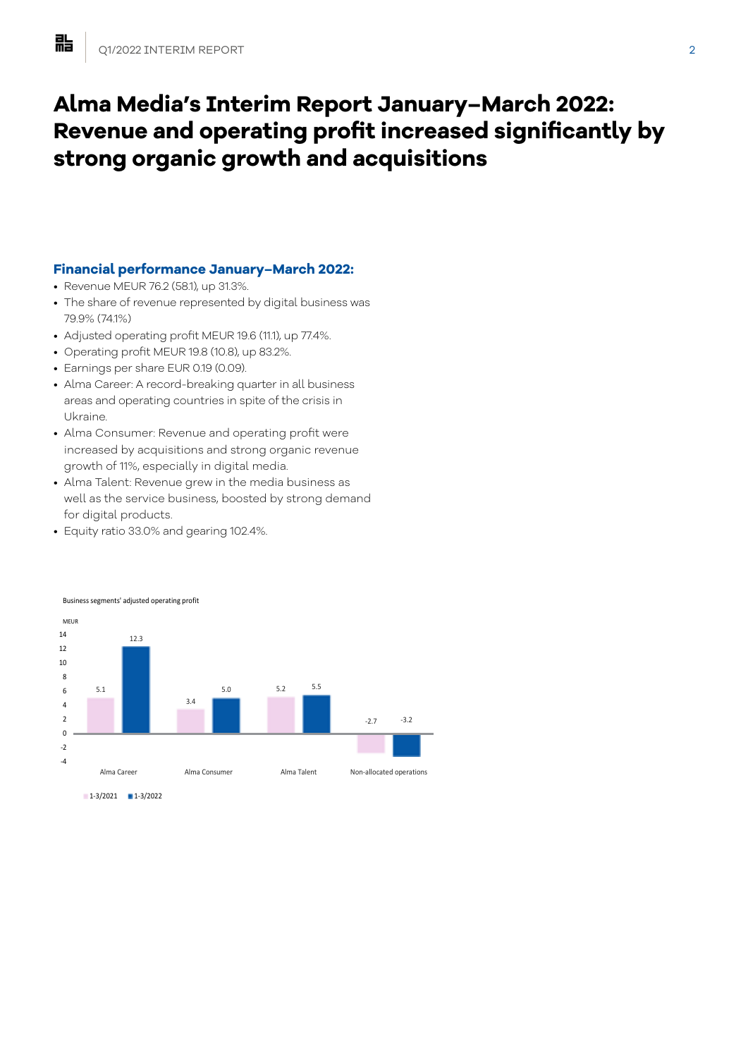# Alma Media's Interim Report January–March 2022: Revenue and operating profit increased significantly by strong organic growth and acquisitions

### Financial performance January–March 2022:

- Revenue MEUR 76.2 (58.1), up 31.3%.
- The share of revenue represented by digital business was 79.9% (74.1%)
- Adjusted operating profit MEUR 19.6 (11.1), up 77.4%.
- Operating profit MEUR 19.8 (10.8), up 83.2%.
- Earnings per share EUR 0.19 (0.09).
- Alma Career: A record-breaking quarter in all business areas and operating countries in spite of the crisis in Ukraine.
- Alma Consumer: Revenue and operating profit were increased by acquisitions and strong organic revenue growth of 11%, especially in digital media.
- Alma Talent: Revenue grew in the media business as well as the service business, boosted by strong demand for digital products.
- Equity ratio 33.0% and gearing 102.4%.

Business segments' adjusted operating profit

| MEUR | 1-3/2021 | 1-3/2022 |
|---|---|---|
| Alma Career | 5.1 | 12.3 |
| Alma Consumer | 3.4 | 5.0 |
| Alma Talent | 5.2 | 5.5 |
| Non-allocated operations | -2.7 | -3.2 |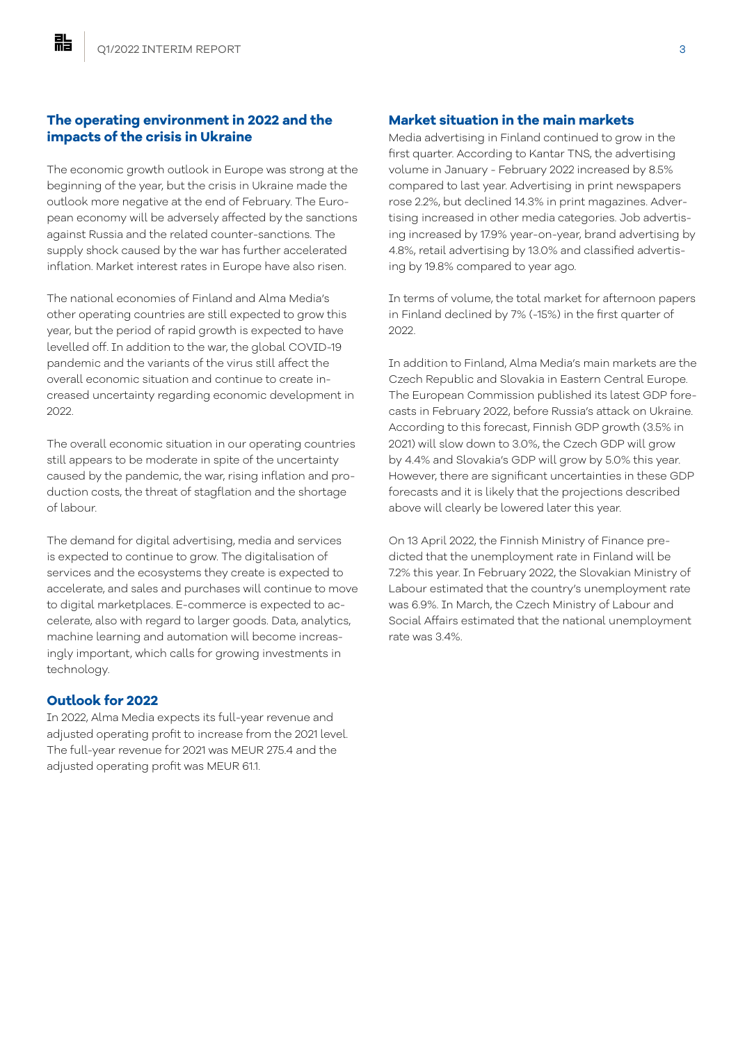## The operating environment in 2022 and the impacts of the crisis in Ukraine

The economic growth outlook in Europe was strong at the beginning of the year, but the crisis in Ukraine made the outlook more negative at the end of February. The European economy will be adversely affected by the sanctions against Russia and the related counter-sanctions. The supply shock caused by the war has further accelerated inflation. Market interest rates in Europe have also risen.

The national economies of Finland and Alma Media's other operating countries are still expected to grow this year, but the period of rapid growth is expected to have levelled off. In addition to the war, the global COVID-19 pandemic and the variants of the virus still affect the overall economic situation and continue to create increased uncertainty regarding economic development in 2022.

The overall economic situation in our operating countries still appears to be moderate in spite of the uncertainty caused by the pandemic, the war, rising inflation and production costs, the threat of stagflation and the shortage of labour.

The demand for digital advertising, media and services is expected to continue to grow. The digitalisation of services and the ecosystems they create is expected to accelerate, and sales and purchases will continue to move to digital marketplaces. E-commerce is expected to accelerate, also with regard to larger goods. Data, analytics, machine learning and automation will become increasingly important, which calls for growing investments in technology.

## Outlook for 2022

In 2022, Alma Media expects its full-year revenue and adjusted operating profit to increase from the 2021 level. The full-year revenue for 2021 was MEUR 275.4 and the adjusted operating profit was MEUR 61.1.

## Market situation in the main markets

Media advertising in Finland continued to grow in the first quarter. According to Kantar TNS, the advertising volume in January - February 2022 increased by 8.5% compared to last year. Advertising in print newspapers rose 2.2%, but declined 14.3% in print magazines. Advertising increased in other media categories. Job advertising increased by 17.9% year-on-year, brand advertising by 4.8%, retail advertising by 13.0% and classified advertising by 19.8% compared to year ago.

In terms of volume, the total market for afternoon papers in Finland declined by 7% (-15%) in the first quarter of 2022.

In addition to Finland, Alma Media's main markets are the Czech Republic and Slovakia in Eastern Central Europe. The European Commission published its latest GDP forecasts in February 2022, before Russia's attack on Ukraine. According to this forecast, Finnish GDP growth (3.5% in 2021) will slow down to 3.0%, the Czech GDP will grow by 4.4% and Slovakia's GDP will grow by 5.0% this year. However, there are significant uncertainties in these GDP forecasts and it is likely that the projections described above will clearly be lowered later this year.

On 13 April 2022, the Finnish Ministry of Finance predicted that the unemployment rate in Finland will be 7.2% this year. In February 2022, the Slovakian Ministry of Labour estimated that the country's unemployment rate was 6.9%. In March, the Czech Ministry of Labour and Social Affairs estimated that the national unemployment rate was 3.4%.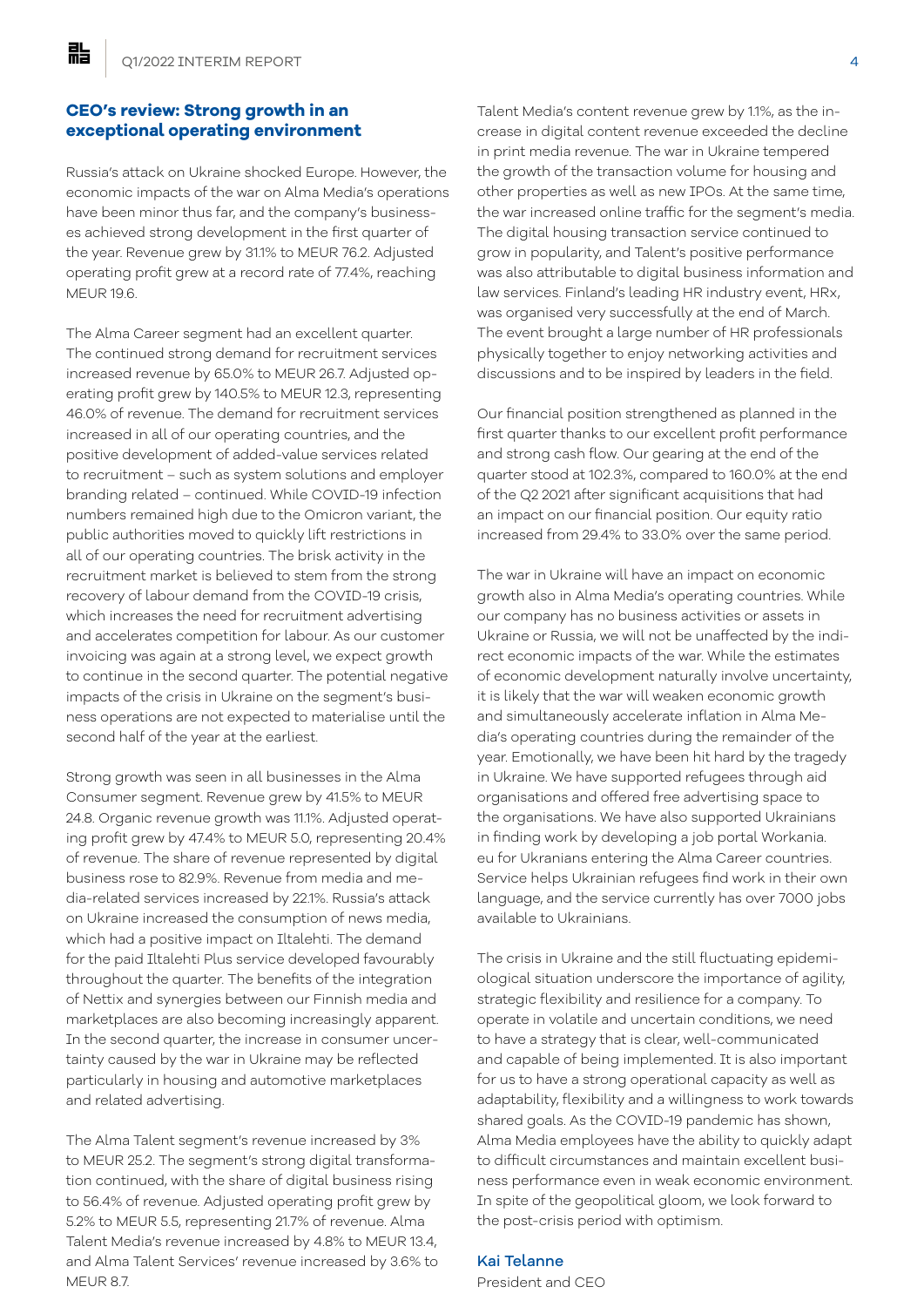## CEO's review: Strong growth in an exceptional operating environment

Russia's attack on Ukraine shocked Europe. However, the economic impacts of the war on Alma Media's operations have been minor thus far, and the company's businesses achieved strong development in the first quarter of the year. Revenue grew by 31.1% to MEUR 76.2. Adjusted operating profit grew at a record rate of 77.4%, reaching MEUR 19.6.

The Alma Career segment had an excellent quarter. The continued strong demand for recruitment services increased revenue by 65.0% to MEUR 26.7. Adjusted operating profit grew by 140.5% to MEUR 12.3, representing 46.0% of revenue. The demand for recruitment services increased in all of our operating countries, and the positive development of added-value services related to recruitment – such as system solutions and employer branding related – continued. While COVID-19 infection numbers remained high due to the Omicron variant, the public authorities moved to quickly lift restrictions in all of our operating countries. The brisk activity in the recruitment market is believed to stem from the strong recovery of labour demand from the COVID-19 crisis, which increases the need for recruitment advertising and accelerates competition for labour. As our customer invoicing was again at a strong level, we expect growth to continue in the second quarter. The potential negative impacts of the crisis in Ukraine on the segment's business operations are not expected to materialise until the second half of the year at the earliest.

Strong growth was seen in all businesses in the Alma Consumer segment. Revenue grew by 41.5% to MEUR 24.8. Organic revenue growth was 11.1%. Adjusted operating profit grew by 47.4% to MEUR 5.0, representing 20.4% of revenue. The share of revenue represented by digital business rose to 82.9%. Revenue from media and media-related services increased by 22.1%. Russia's attack on Ukraine increased the consumption of news media, which had a positive impact on Iltalehti. The demand for the paid Iltalehti Plus service developed favourably throughout the quarter. The benefits of the integration of Nettix and synergies between our Finnish media and marketplaces are also becoming increasingly apparent. In the second quarter, the increase in consumer uncertainty caused by the war in Ukraine may be reflected particularly in housing and automotive marketplaces and related advertising.

The Alma Talent segment's revenue increased by 3% to MEUR 25.2. The segment's strong digital transformation continued, with the share of digital business rising to 56.4% of revenue. Adjusted operating profit grew by 5.2% to MEUR 5.5, representing 21.7% of revenue. Alma Talent Media's revenue increased by 4.8% to MEUR 13.4, and Alma Talent Services' revenue increased by 3.6% to MEUR 8.7.

Talent Media's content revenue grew by 1.1%, as the increase in digital content revenue exceeded the decline in print media revenue. The war in Ukraine tempered the growth of the transaction volume for housing and other properties as well as new IPOs. At the same time, the war increased online traffic for the segment's media. The digital housing transaction service continued to grow in popularity, and Talent's positive performance was also attributable to digital business information and law services. Finland's leading HR industry event, HRx, was organised very successfully at the end of March. The event brought a large number of HR professionals physically together to enjoy networking activities and discussions and to be inspired by leaders in the field.

Our financial position strengthened as planned in the first quarter thanks to our excellent profit performance and strong cash flow. Our gearing at the end of the quarter stood at 102.3%, compared to 160.0% at the end of the Q2 2021 after significant acquisitions that had an impact on our financial position. Our equity ratio increased from 29.4% to 33.0% over the same period.

The war in Ukraine will have an impact on economic growth also in Alma Media's operating countries. While our company has no business activities or assets in Ukraine or Russia, we will not be unaffected by the indirect economic impacts of the war. While the estimates of economic development naturally involve uncertainty, it is likely that the war will weaken economic growth and simultaneously accelerate inflation in Alma Media's operating countries during the remainder of the year. Emotionally, we have been hit hard by the tragedy in Ukraine. We have supported refugees through aid organisations and offered free advertising space to the organisations. We have also supported Ukrainians in finding work by developing a job portal Workania.eu for Ukranians entering the Alma Career countries. Service helps Ukrainian refugees find work in their own language, and the service currently has over 7000 jobs available to Ukrainians.

The crisis in Ukraine and the still fluctuating epidemiological situation underscore the importance of agility, strategic flexibility and resilience for a company. To operate in volatile and uncertain conditions, we need to have a strategy that is clear, well-communicated and capable of being implemented. It is also important for us to have a strong operational capacity as well as adaptability, flexibility and a willingness to work towards shared goals. As the COVID-19 pandemic has shown, Alma Media employees have the ability to quickly adapt to difficult circumstances and maintain excellent business performance even in weak economic environment. In spite of the geopolitical gloom, we look forward to the post-crisis period with optimism.

**Kai Telanne**
President and CEO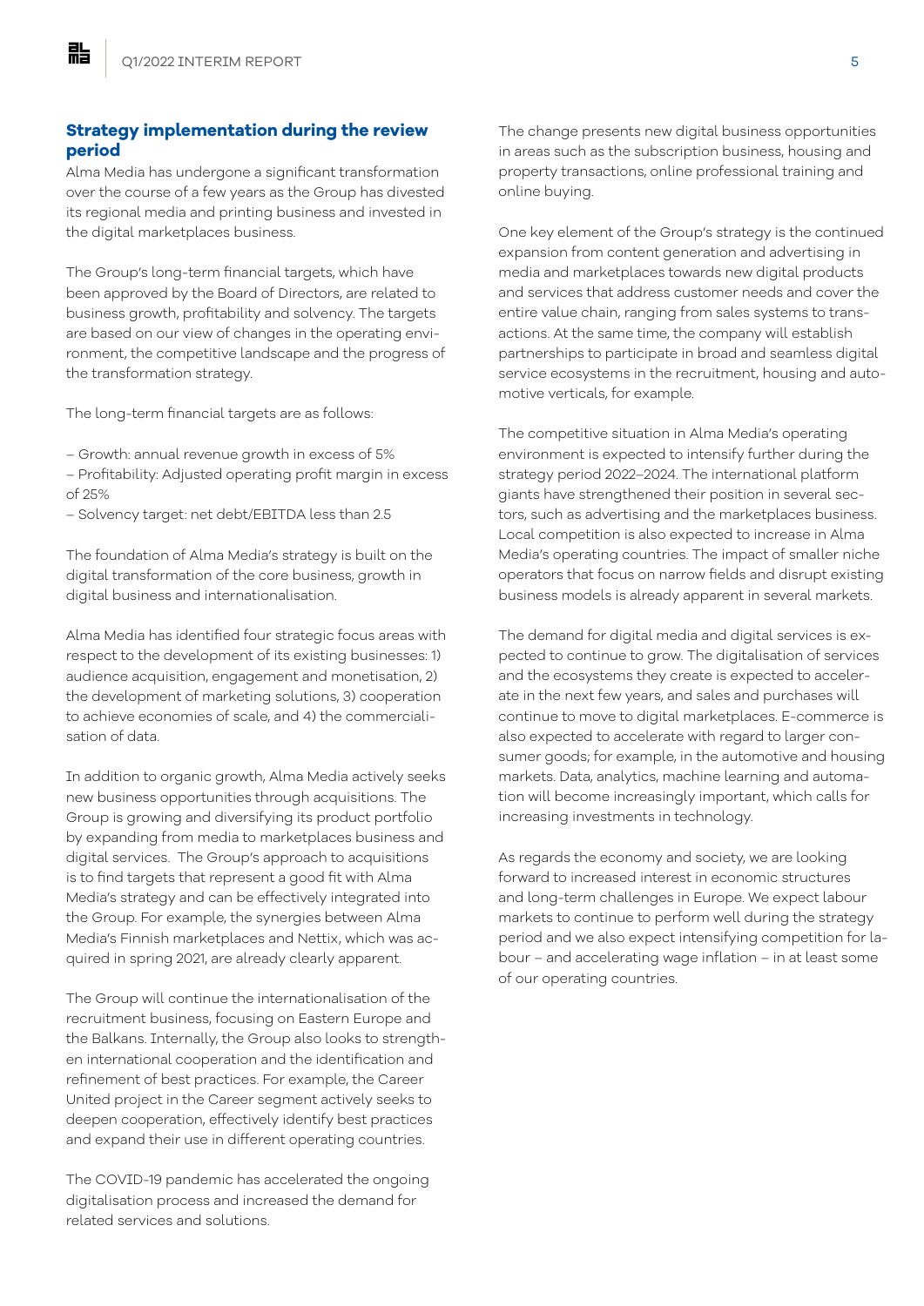## Strategy implementation during the review period

Alma Media has undergone a significant transformation over the course of a few years as the Group has divested its regional media and printing business and invested in the digital marketplaces business.

The Group's long-term financial targets, which have been approved by the Board of Directors, are related to business growth, profitability and solvency. The targets are based on our view of changes in the operating environment, the competitive landscape and the progress of the transformation strategy.

The long-term financial targets are as follows:

– Growth: annual revenue growth in excess of 5%
– Profitability: Adjusted operating profit margin in excess of 25%
– Solvency target: net debt/EBITDA less than 2.5

The foundation of Alma Media's strategy is built on the digital transformation of the core business, growth in digital business and internationalisation.

Alma Media has identified four strategic focus areas with respect to the development of its existing businesses: 1) audience acquisition, engagement and monetisation, 2) the development of marketing solutions, 3) cooperation to achieve economies of scale, and 4) the commercialisation of data.

In addition to organic growth, Alma Media actively seeks new business opportunities through acquisitions. The Group is growing and diversifying its product portfolio by expanding from media to marketplaces business and digital services. The Group's approach to acquisitions is to find targets that represent a good fit with Alma Media's strategy and can be effectively integrated into the Group. For example, the synergies between Alma Media's Finnish marketplaces and Nettix, which was acquired in spring 2021, are already clearly apparent.

The Group will continue the internationalisation of the recruitment business, focusing on Eastern Europe and the Balkans. Internally, the Group also looks to strengthen international cooperation and the identification and refinement of best practices. For example, the Career United project in the Career segment actively seeks to deepen cooperation, effectively identify best practices and expand their use in different operating countries.

The COVID-19 pandemic has accelerated the ongoing digitalisation process and increased the demand for related services and solutions.

The change presents new digital business opportunities in areas such as the subscription business, housing and property transactions, online professional training and online buying.

One key element of the Group's strategy is the continued expansion from content generation and advertising in media and marketplaces towards new digital products and services that address customer needs and cover the entire value chain, ranging from sales systems to transactions. At the same time, the company will establish partnerships to participate in broad and seamless digital service ecosystems in the recruitment, housing and automotive verticals, for example.

The competitive situation in Alma Media's operating environment is expected to intensify further during the strategy period 2022–2024. The international platform giants have strengthened their position in several sectors, such as advertising and the marketplaces business. Local competition is also expected to increase in Alma Media's operating countries. The impact of smaller niche operators that focus on narrow fields and disrupt existing business models is already apparent in several markets.

The demand for digital media and digital services is expected to continue to grow. The digitalisation of services and the ecosystems they create is expected to accelerate in the next few years, and sales and purchases will continue to move to digital marketplaces. E-commerce is also expected to accelerate with regard to larger consumer goods; for example, in the automotive and housing markets. Data, analytics, machine learning and automation will become increasingly important, which calls for increasing investments in technology.

As regards the economy and society, we are looking forward to increased interest in economic structures and long-term challenges in Europe. We expect labour markets to continue to perform well during the strategy period and we also expect intensifying competition for labour – and accelerating wage inflation – in at least some of our operating countries.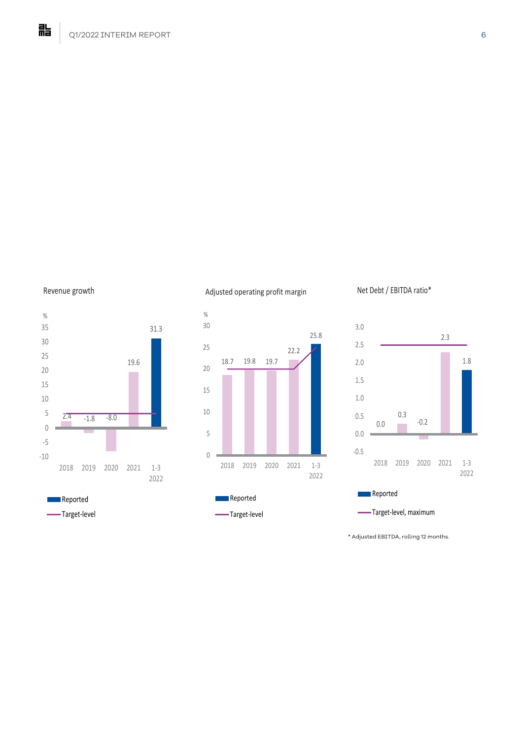Revenue growth

| % | 2018 | 2019 | 2020 | 2021 | 1-3 2022 |
|---|---|---|---|---|---|
| Reported | 2.4 | -1.8 | -8.0 | 19.6 | 31.3 |

Reported

Target-level

Adjusted operating profit margin

| % | 2018 | 2019 | 2020 | 2021 | 1-3 2022 |
|---|---|---|---|---|---|
| Reported | 18.7 | 19.8 | 19.7 | 22.2 | 25.8 |

Reported

Target-level

Net Debt / EBITDA ratio*

| | 2018 | 2019 | 2020 | 2021 | 1-3 2022 |
|---|---|---|---|---|---|
| Reported | 0.0 | 0.3 | -0.2 | 2.3 | 1.8 |

Reported

Target-level, maximum

* Adjusted EBITDA, rolling 12 months.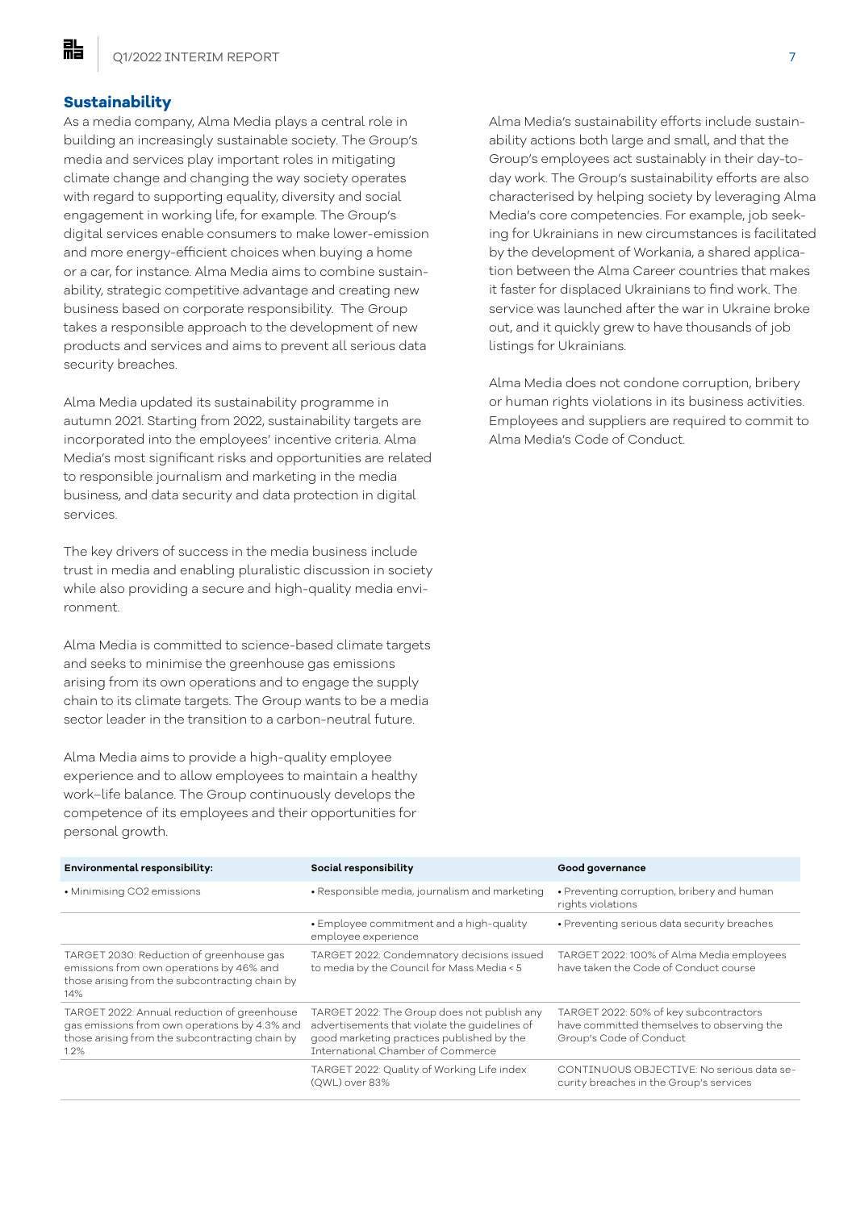## Sustainability

As a media company, Alma Media plays a central role in building an increasingly sustainable society. The Group's media and services play important roles in mitigating climate change and changing the way society operates with regard to supporting equality, diversity and social engagement in working life, for example. The Group's digital services enable consumers to make lower-emission and more energy-efficient choices when buying a home or a car, for instance. Alma Media aims to combine sustainability, strategic competitive advantage and creating new business based on corporate responsibility. The Group takes a responsible approach to the development of new products and services and aims to prevent all serious data security breaches.

Alma Media updated its sustainability programme in autumn 2021. Starting from 2022, sustainability targets are incorporated into the employees' incentive criteria. Alma Media's most significant risks and opportunities are related to responsible journalism and marketing in the media business, and data security and data protection in digital services.

The key drivers of success in the media business include trust in media and enabling pluralistic discussion in society while also providing a secure and high-quality media environment.

Alma Media is committed to science-based climate targets and seeks to minimise the greenhouse gas emissions arising from its own operations and to engage the supply chain to its climate targets. The Group wants to be a media sector leader in the transition to a carbon-neutral future.

Alma Media aims to provide a high-quality employee experience and to allow employees to maintain a healthy work–life balance. The Group continuously develops the competence of its employees and their opportunities for personal growth.

Alma Media's sustainability efforts include sustainability actions both large and small, and that the Group's employees act sustainably in their day-to-day work. The Group's sustainability efforts are also characterised by helping society by leveraging Alma Media's core competencies. For example, job seeking for Ukrainians in new circumstances is facilitated by the development of Workania, a shared application between the Alma Career countries that makes it faster for displaced Ukrainians to find work. The service was launched after the war in Ukraine broke out, and it quickly grew to have thousands of job listings for Ukrainians.

Alma Media does not condone corruption, bribery or human rights violations in its business activities. Employees and suppliers are required to commit to Alma Media's Code of Conduct.

| Environmental responsibility: | Social responsibility | Good governance |
|---|---|---|
| • Minimising CO2 emissions | • Responsible media, journalism and marketing | • Preventing corruption, bribery and human rights violations |
| | • Employee commitment and a high-quality employee experience | • Preventing serious data security breaches |
| TARGET 2030: Reduction of greenhouse gas emissions from own operations by 46% and those arising from the subcontracting chain by 14% | TARGET 2022: Condemnatory decisions issued to media by the Council for Mass Media < 5 | TARGET 2022: 100% of Alma Media employees have taken the Code of Conduct course |
| TARGET 2022: Annual reduction of greenhouse gas emissions from own operations by 4.3% and those arising from the subcontracting chain by 1.2% | TARGET 2022: The Group does not publish any advertisements that violate the guidelines of good marketing practices published by the International Chamber of Commerce | TARGET 2022: 50% of key subcontractors have committed themselves to observing the Group's Code of Conduct |
| | TARGET 2022: Quality of Working Life index (QWL) over 83% | CONTINUOUS OBJECTIVE: No serious data security breaches in the Group's services |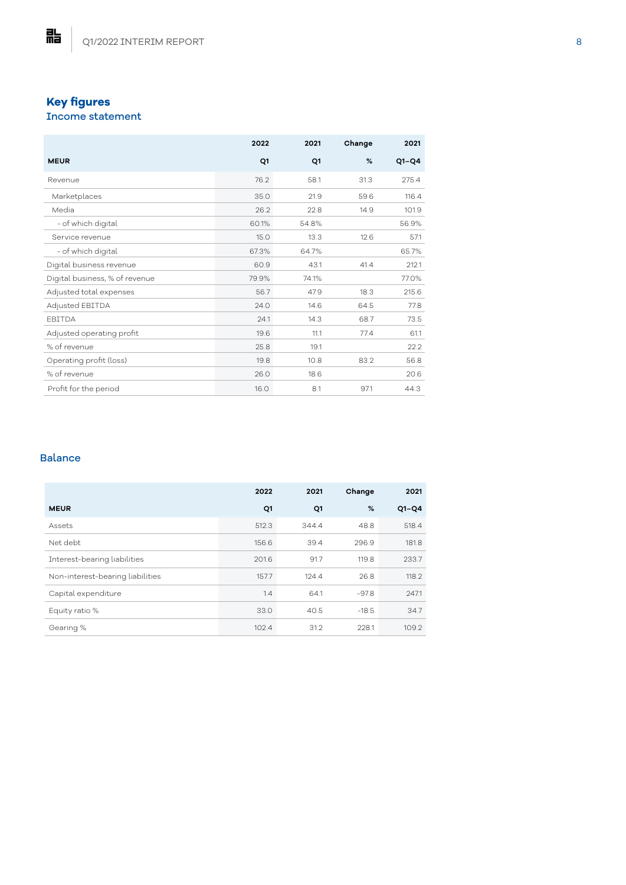## Key figures

### Income statement

| MEUR | 2022 Q1 | 2021 Q1 | Change % | 2021 Q1–Q4 |
|---|---|---|---|---|
| Revenue | 76.2 | 58.1 | 31.3 | 275.4 |
| Marketplaces | 35.0 | 21.9 | 59.6 | 116.4 |
| Media | 26.2 | 22.8 | 14.9 | 101.9 |
| - of which digital | 60.1% | 54.8% | | 56.9% |
| Service revenue | 15.0 | 13.3 | 12.6 | 57.1 |
| - of which digital | 67.3% | 64.7% | | 65.7% |
| Digital business revenue | 60.9 | 43.1 | 41.4 | 212.1 |
| Digital business, % of revenue | 79.9% | 74.1% | | 77.0% |
| Adjusted total expenses | 56.7 | 47.9 | 18.3 | 215.6 |
| Adjusted EBITDA | 24.0 | 14.6 | 64.5 | 77.8 |
| EBITDA | 24.1 | 14.3 | 68.7 | 73.5 |
| Adjusted operating profit | 19.6 | 11.1 | 77.4 | 61.1 |
| % of revenue | 25.8 | 19.1 | | 22.2 |
| Operating profit (loss) | 19.8 | 10.8 | 83.2 | 56.8 |
| % of revenue | 26.0 | 18.6 | | 20.6 |
| Profit for the period | 16.0 | 8.1 | 97.1 | 44.3 |

### Balance

| MEUR | 2022 Q1 | 2021 Q1 | Change % | 2021 Q1–Q4 |
|---|---|---|---|---|
| Assets | 512.3 | 344.4 | 48.8 | 518.4 |
| Net debt | 156.6 | 39.4 | 296.9 | 181.8 |
| Interest-bearing liabilities | 201.6 | 91.7 | 119.8 | 233.7 |
| Non-interest-bearing liabilities | 157.7 | 124.4 | 26.8 | 118.2 |
| Capital expenditure | 1.4 | 64.1 | -97.8 | 247.1 |
| Equity ratio % | 33.0 | 40.5 | -18.5 | 34.7 |
| Gearing % | 102.4 | 31.2 | 228.1 | 109.2 |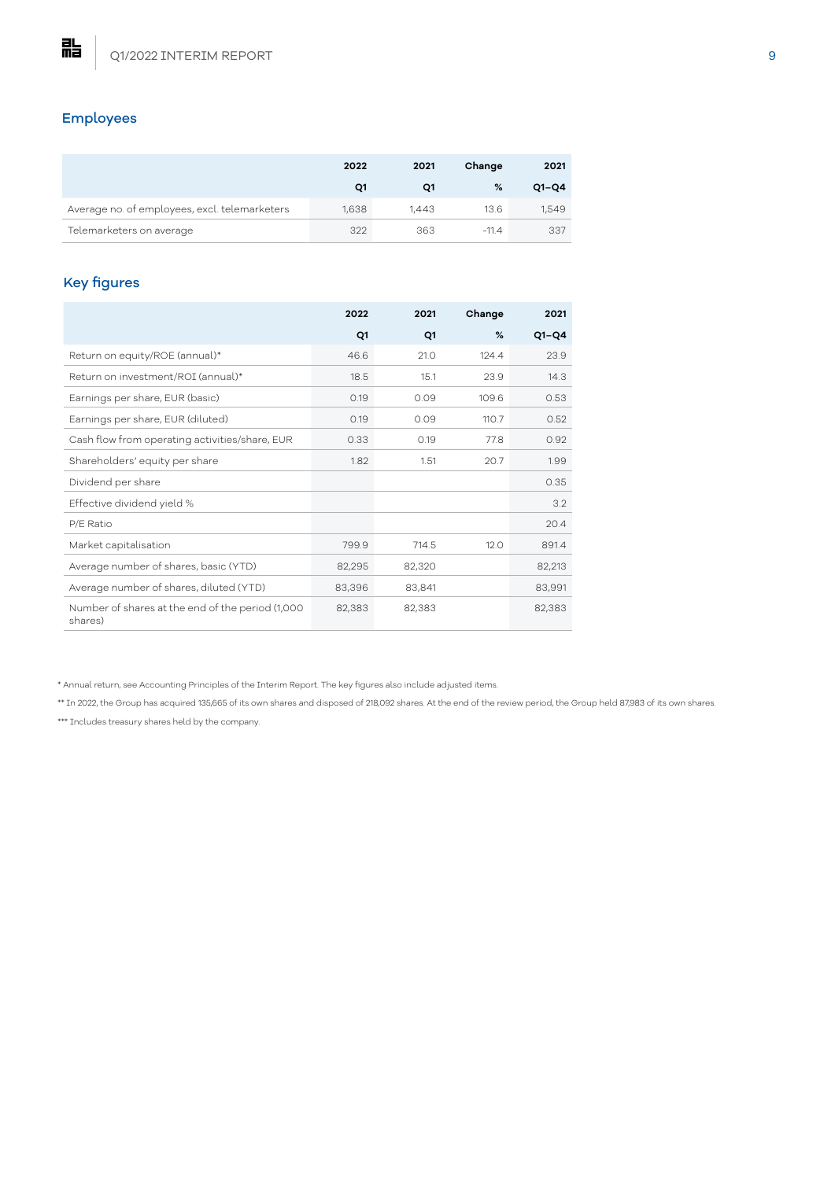## Employees

| | 2022 Q1 | 2021 Q1 | Change % | 2021 Q1–Q4 |
|---|---|---|---|---|
| Average no. of employees, excl. telemarketers | 1,638 | 1,443 | 13.6 | 1,549 |
| Telemarketers on average | 322 | 363 | -11.4 | 337 |

## Key figures

| | 2022 Q1 | 2021 Q1 | Change % | 2021 Q1–Q4 |
|---|---|---|---|---|
| Return on equity/ROE (annual)* | 46.6 | 21.0 | 124.4 | 23.9 |
| Return on investment/ROI (annual)* | 18.5 | 15.1 | 23.9 | 14.3 |
| Earnings per share, EUR (basic) | 0.19 | 0.09 | 109.6 | 0.53 |
| Earnings per share, EUR (diluted) | 0.19 | 0.09 | 110.7 | 0.52 |
| Cash flow from operating activities/share, EUR | 0.33 | 0.19 | 77.8 | 0.92 |
| Shareholders' equity per share | 1.82 | 1.51 | 20.7 | 1.99 |
| Dividend per share | | | | 0.35 |
| Effective dividend yield % | | | | 3.2 |
| P/E Ratio | | | | 20.4 |
| Market capitalisation | 799.9 | 714.5 | 12.0 | 891.4 |
| Average number of shares, basic (YTD) | 82,295 | 82,320 | | 82,213 |
| Average number of shares, diluted (YTD) | 83,396 | 83,841 | | 83,991 |
| Number of shares at the end of the period (1,000 shares) | 82,383 | 82,383 | | 82,383 |

* Annual return, see Accounting Principles of the Interim Report. The key figures also include adjusted items.

** In 2022, the Group has acquired 135,665 of its own shares and disposed of 218,092 shares. At the end of the review period, the Group held 87,983 of its own shares.

*** Includes treasury shares held by the company.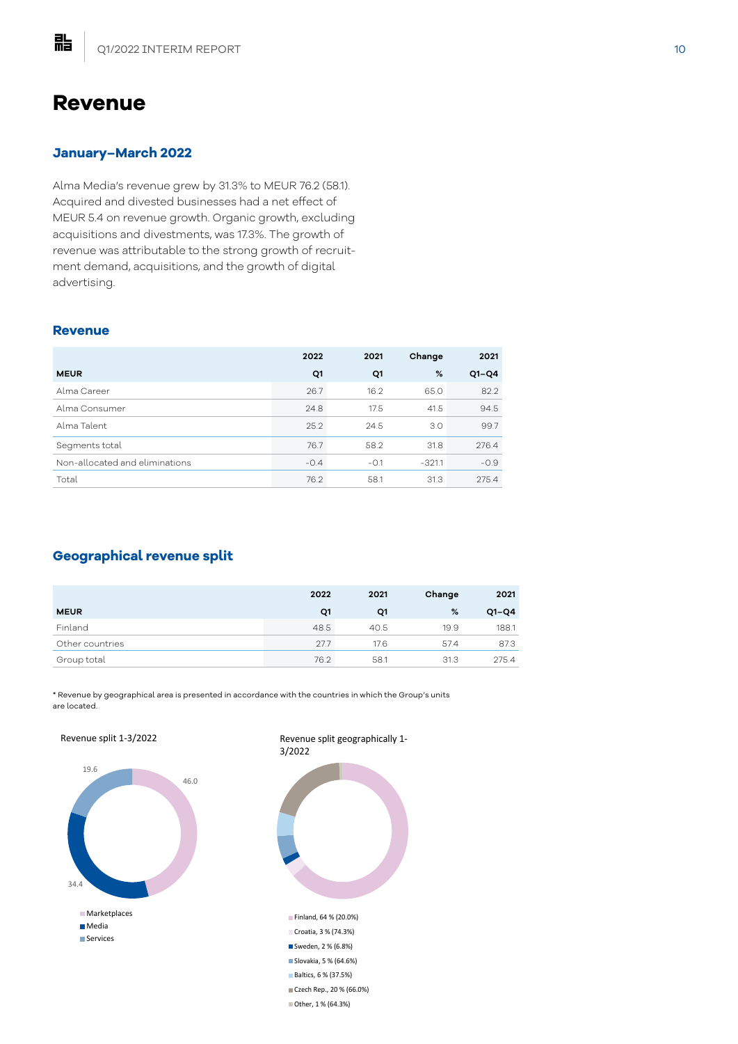# Revenue

## January–March 2022

Alma Media's revenue grew by 31.3% to MEUR 76.2 (58.1). Acquired and divested businesses had a net effect of MEUR 5.4 on revenue growth. Organic growth, excluding acquisitions and divestments, was 17.3%. The growth of revenue was attributable to the strong growth of recruitment demand, acquisitions, and the growth of digital advertising.

### Revenue

| MEUR | 2022 Q1 | 2021 Q1 | Change % | 2021 Q1–Q4 |
|---|---|---|---|---|
| Alma Career | 26.7 | 16.2 | 65.0 | 82.2 |
| Alma Consumer | 24.8 | 17.5 | 41.5 | 94.5 |
| Alma Talent | 25.2 | 24.5 | 3.0 | 99.7 |
| Segments total | 76.7 | 58.2 | 31.8 | 276.4 |
| Non-allocated and eliminations | -0.4 | -0.1 | -321.1 | -0.9 |
| Total | 76.2 | 58.1 | 31.3 | 275.4 |

### Geographical revenue split

| MEUR | 2022 Q1 | 2021 Q1 | Change % | 2021 Q1–Q4 |
|---|---|---|---|---|
| Finland | 48.5 | 40.5 | 19.9 | 188.1 |
| Other countries | 27.7 | 17.6 | 57.4 | 87.3 |
| Group total | 76.2 | 58.1 | 31.3 | 275.4 |

* Revenue by geographical area is presented in accordance with the countries in which the Group's units are located.

Revenue split 1-3/2022

- Marketplaces: 46.0
- Media: 34.4
- Services: 19.6

Revenue split geographically 1-3/2022

- Finland, 64 % (20.0%)
- Croatia, 3 % (74.3%)
- Sweden, 2 % (6.8%)
- Slovakia, 5 % (64.6%)
- Baltics, 6 % (37.5%)
- Czech Rep., 20 % (66.0%)
- Other, 1 % (64.3%)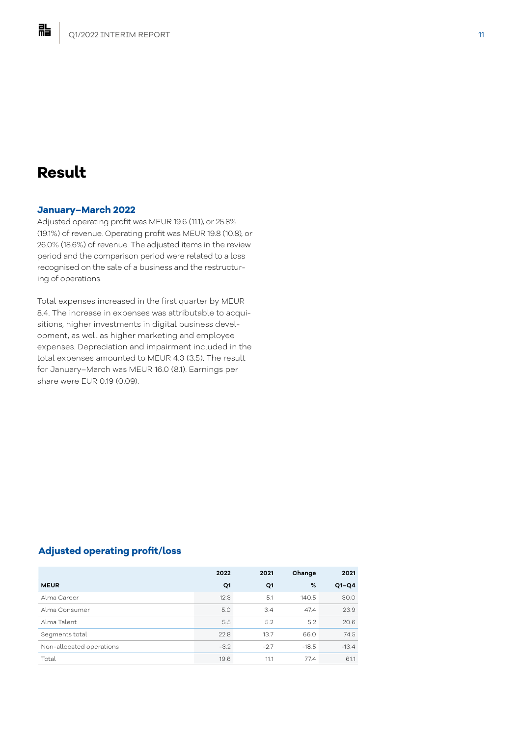# Result

### January–March 2022

Adjusted operating profit was MEUR 19.6 (11.1), or 25.8% (19.1%) of revenue. Operating profit was MEUR 19.8 (10.8), or 26.0% (18.6%) of revenue. The adjusted items in the review period and the comparison period were related to a loss recognised on the sale of a business and the restructuring of operations.

Total expenses increased in the first quarter by MEUR 8.4. The increase in expenses was attributable to acquisitions, higher investments in digital business development, as well as higher marketing and employee expenses. Depreciation and impairment included in the total expenses amounted to MEUR 4.3 (3.5). The result for January–March was MEUR 16.0 (8.1). Earnings per share were EUR 0.19 (0.09).

### Adjusted operating profit/loss

| | 2022 | 2021 | Change | 2021 |
|---|---|---|---|---|
| **MEUR** | **Q1** | **Q1** | **%** | **Q1–Q4** |
| Alma Career | 12.3 | 5.1 | 140.5 | 30.0 |
| Alma Consumer | 5.0 | 3.4 | 47.4 | 23.9 |
| Alma Talent | 5.5 | 5.2 | 5.2 | 20.6 |
| Segments total | 22.8 | 13.7 | 66.0 | 74.5 |
| Non-allocated operations | -3.2 | -2.7 | -18.5 | -13.4 |
| Total | 19.6 | 11.1 | 77.4 | 61.1 |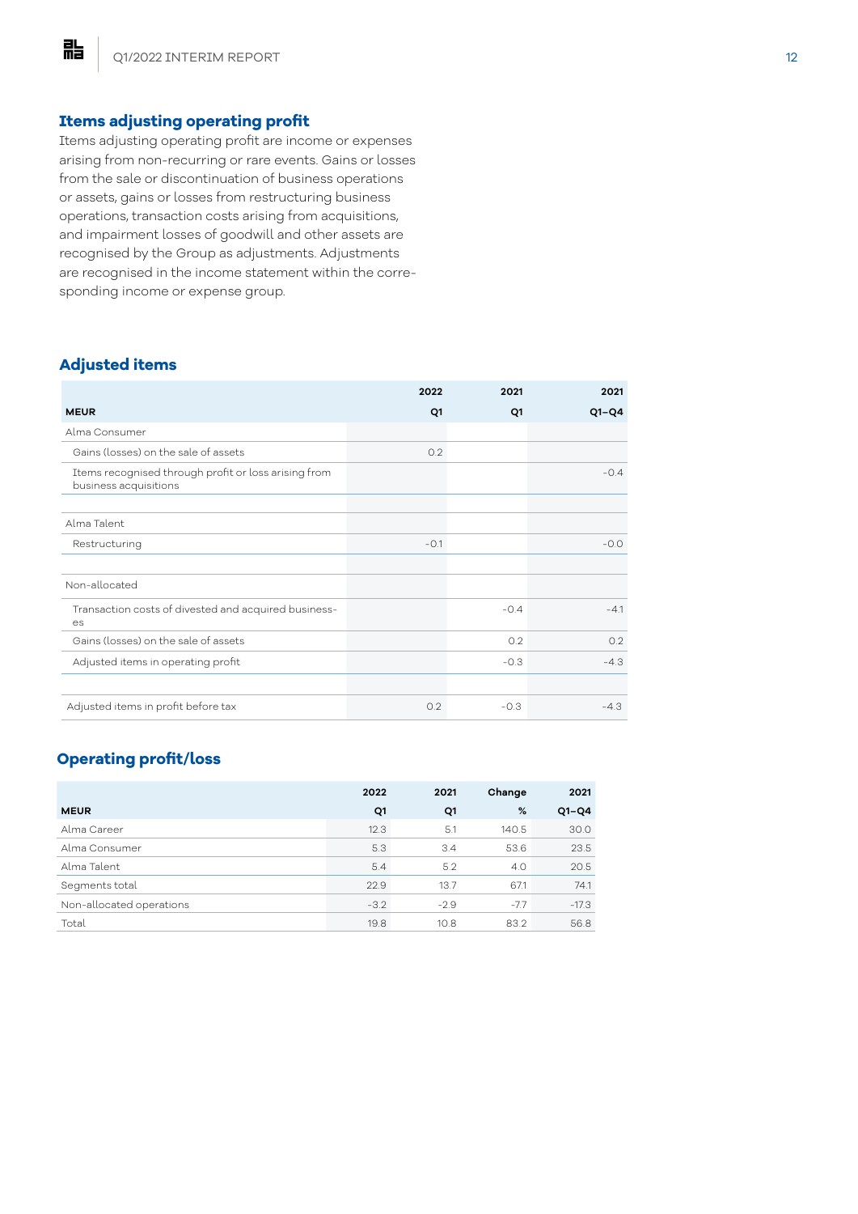## Items adjusting operating profit

Items adjusting operating profit are income or expenses arising from non-recurring or rare events. Gains or losses from the sale or discontinuation of business operations or assets, gains or losses from restructuring business operations, transaction costs arising from acquisitions, and impairment losses of goodwill and other assets are recognised by the Group as adjustments. Adjustments are recognised in the income statement within the corresponding income or expense group.

## Adjusted items

| MEUR | 2022 Q1 | 2021 Q1 | 2021 Q1–Q4 |
|---|---|---|---|
| Alma Consumer | | | |
| Gains (losses) on the sale of assets | 0.2 | | |
| Items recognised through profit or loss arising from business acquisitions | | | -0.4 |
| | | | |
| Alma Talent | | | |
| Restructuring | -0.1 | | -0.0 |
| | | | |
| Non-allocated | | | |
| Transaction costs of divested and acquired businesses | | -0.4 | -4.1 |
| Gains (losses) on the sale of assets | | 0.2 | 0.2 |
| Adjusted items in operating profit | | -0.3 | -4.3 |
| | | | |
| Adjusted items in profit before tax | 0.2 | -0.3 | -4.3 |

## Operating profit/loss

| MEUR | 2022 Q1 | 2021 Q1 | Change % | 2021 Q1–Q4 |
|---|---|---|---|---|
| Alma Career | 12.3 | 5.1 | 140.5 | 30.0 |
| Alma Consumer | 5.3 | 3.4 | 53.6 | 23.5 |
| Alma Talent | 5.4 | 5.2 | 4.0 | 20.5 |
| Segments total | 22.9 | 13.7 | 67.1 | 74.1 |
| Non-allocated operations | -3.2 | -2.9 | -7.7 | -17.3 |
| Total | 19.8 | 10.8 | 83.2 | 56.8 |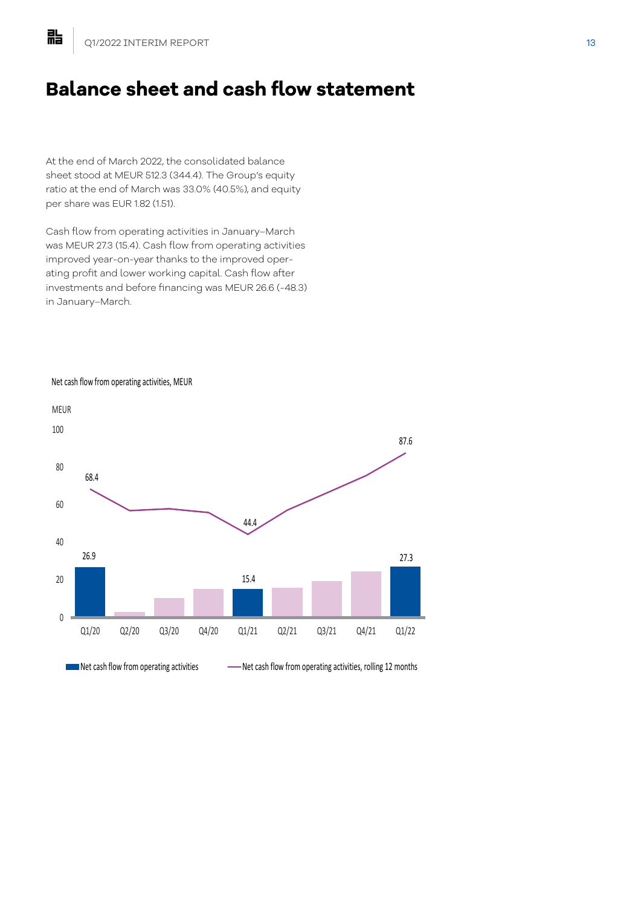# Balance sheet and cash flow statement

At the end of March 2022, the consolidated balance sheet stood at MEUR 512.3 (344.4). The Group's equity ratio at the end of March was 33.0% (40.5%), and equity per share was EUR 1.82 (1.51).

Cash flow from operating activities in January–March was MEUR 27.3 (15.4). Cash flow from operating activities improved year-on-year thanks to the improved operating profit and lower working capital. Cash flow after investments and before financing was MEUR 26.6 (-48.3) in January–March.

Net cash flow from operating activities, MEUR

MEUR

| | Q1/20 | Q2/20 | Q3/20 | Q4/20 | Q1/21 | Q2/21 | Q3/21 | Q4/21 | Q1/22 |
|---|---|---|---|---|---|---|---|---|---|
| Net cash flow from operating activities | 26.9 | | | | 15.4 | | | | 27.3 |
| Net cash flow from operating activities, rolling 12 months | 68.4 | | | | 44.4 | | | | 87.6 |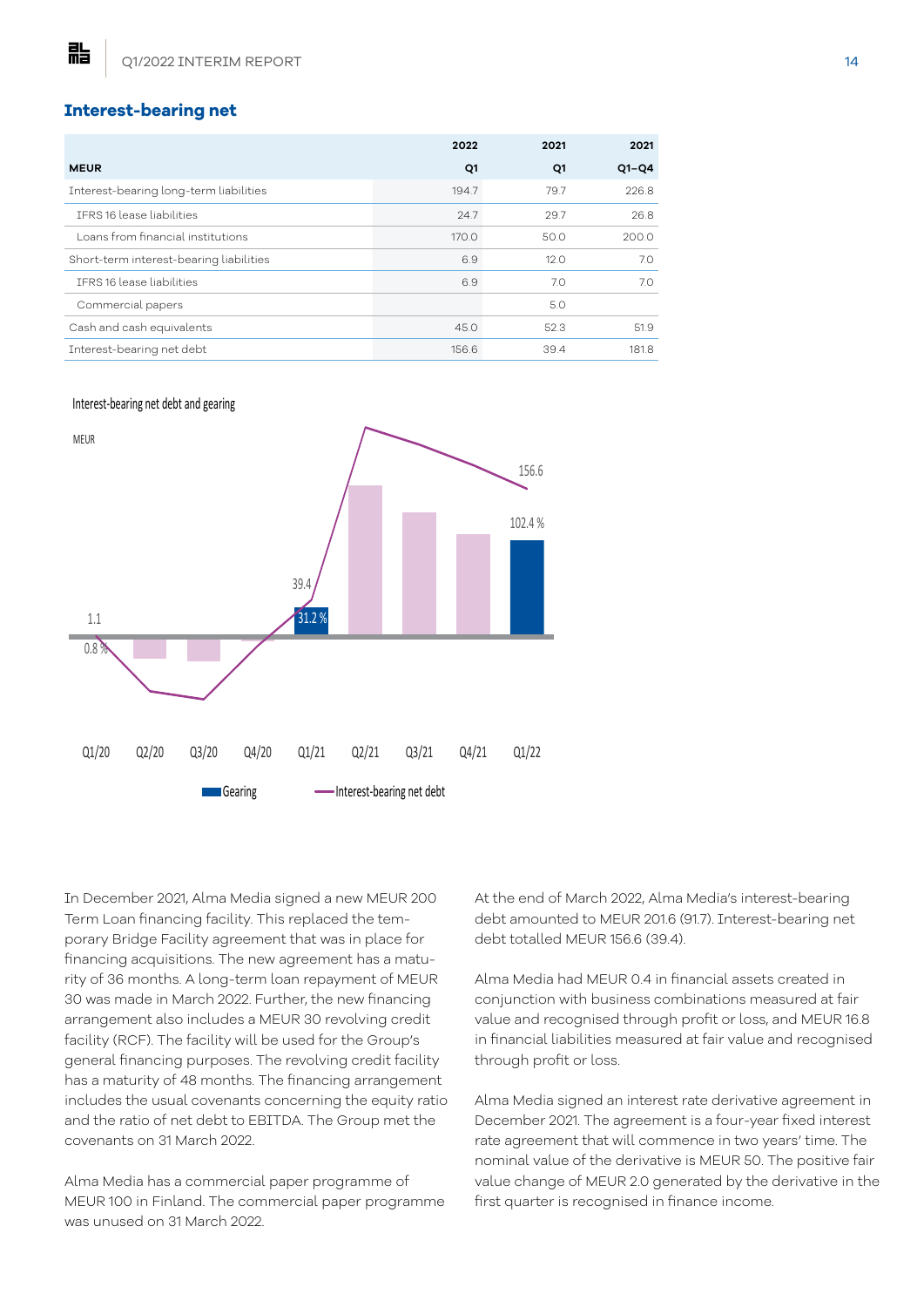## Interest-bearing net

| MEUR | 2022 Q1 | 2021 Q1 | 2021 Q1–Q4 |
|---|---|---|---|
| Interest-bearing long-term liabilities | 194.7 | 79.7 | 226.8 |
| IFRS 16 lease liabilities | 24.7 | 29.7 | 26.8 |
| Loans from financial institutions | 170.0 | 50.0 | 200.0 |
| Short-term interest-bearing liabilities | 6.9 | 12.0 | 7.0 |
| IFRS 16 lease liabilities | 6.9 | 7.0 | 7.0 |
| Commercial papers | | 5.0 | |
| Cash and cash equivalents | 45.0 | 52.3 | 51.9 |
| Interest-bearing net debt | 156.6 | 39.4 | 181.8 |

Interest-bearing net debt and gearing

MEUR

Q1/20 Q2/20 Q3/20 Q4/20 Q1/21 Q2/21 Q3/21 Q4/21 Q1/22

Gearing — Interest-bearing net debt

In December 2021, Alma Media signed a new MEUR 200 Term Loan financing facility. This replaced the temporary Bridge Facility agreement that was in place for financing acquisitions. The new agreement has a maturity of 36 months. A long-term loan repayment of MEUR 30 was made in March 2022. Further, the new financing arrangement also includes a MEUR 30 revolving credit facility (RCF). The facility will be used for the Group's general financing purposes. The revolving credit facility has a maturity of 48 months. The financing arrangement includes the usual covenants concerning the equity ratio and the ratio of net debt to EBITDA. The Group met the covenants on 31 March 2022.

Alma Media has a commercial paper programme of MEUR 100 in Finland. The commercial paper programme was unused on 31 March 2022.

At the end of March 2022, Alma Media's interest-bearing debt amounted to MEUR 201.6 (91.7). Interest-bearing net debt totalled MEUR 156.6 (39.4).

Alma Media had MEUR 0.4 in financial assets created in conjunction with business combinations measured at fair value and recognised through profit or loss, and MEUR 16.8 in financial liabilities measured at fair value and recognised through profit or loss.

Alma Media signed an interest rate derivative agreement in December 2021. The agreement is a four-year fixed interest rate agreement that will commence in two years' time. The nominal value of the derivative is MEUR 50. The positive fair value change of MEUR 2.0 generated by the derivative in the first quarter is recognised in finance income.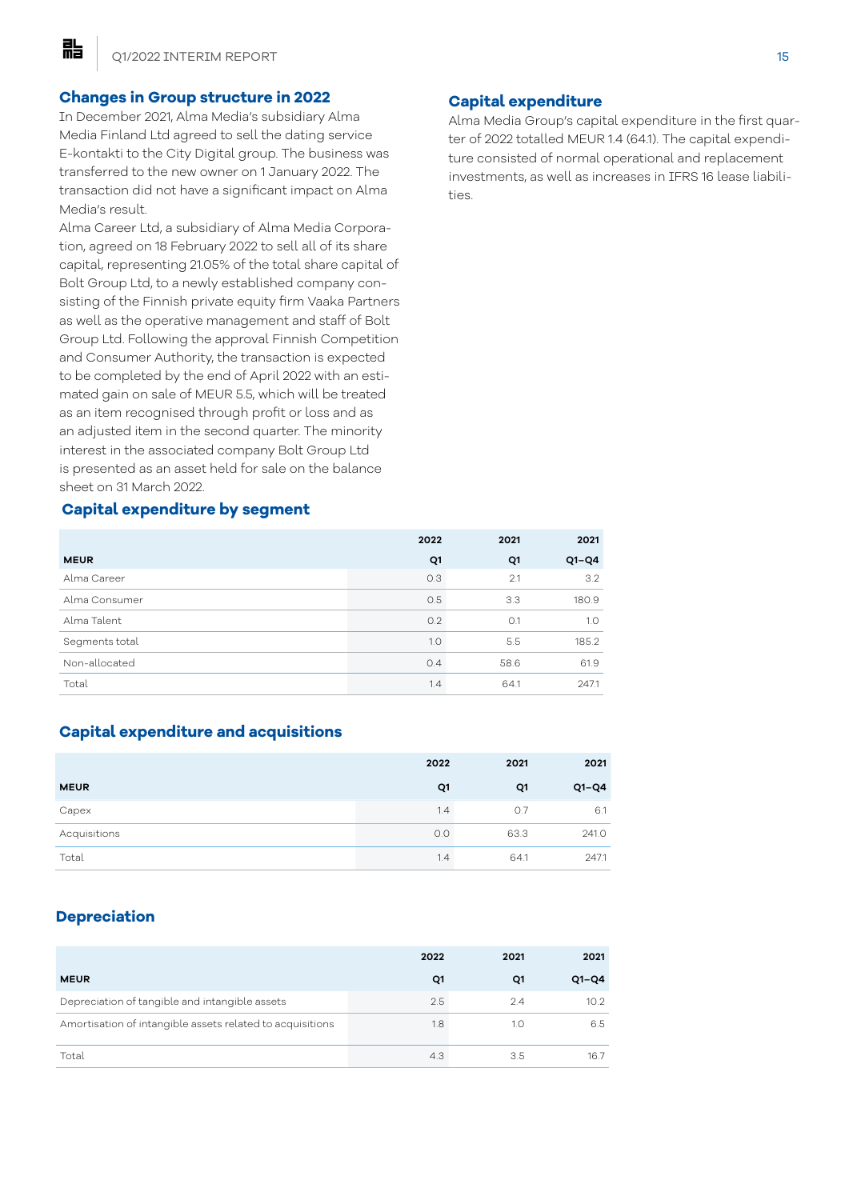## Changes in Group structure in 2022

In December 2021, Alma Media's subsidiary Alma Media Finland Ltd agreed to sell the dating service E-kontakti to the City Digital group. The business was transferred to the new owner on 1 January 2022. The transaction did not have a significant impact on Alma Media's result.

Alma Career Ltd, a subsidiary of Alma Media Corporation, agreed on 18 February 2022 to sell all of its share capital, representing 21.05% of the total share capital of Bolt Group Ltd, to a newly established company consisting of the Finnish private equity firm Vaaka Partners as well as the operative management and staff of Bolt Group Ltd. Following the approval Finnish Competition and Consumer Authority, the transaction is expected to be completed by the end of April 2022 with an estimated gain on sale of MEUR 5.5, which will be treated as an item recognised through profit or loss and as an adjusted item in the second quarter. The minority interest in the associated company Bolt Group Ltd is presented as an asset held for sale on the balance sheet on 31 March 2022.

## Capital expenditure

Alma Media Group's capital expenditure in the first quarter of 2022 totalled MEUR 1.4 (64.1). The capital expenditure consisted of normal operational and replacement investments, as well as increases in IFRS 16 lease liabilities.

## Capital expenditure by segment

| | 2022 | 2021 | 2021 |
|---|---|---|---|
| **MEUR** | **Q1** | **Q1** | **Q1–Q4** |
| Alma Career | 0.3 | 2.1 | 3.2 |
| Alma Consumer | 0.5 | 3.3 | 180.9 |
| Alma Talent | 0.2 | 0.1 | 1.0 |
| Segments total | 1.0 | 5.5 | 185.2 |
| Non-allocated | 0.4 | 58.6 | 61.9 |
| Total | 1.4 | 64.1 | 247.1 |

## Capital expenditure and acquisitions

| | 2022 | 2021 | 2021 |
|---|---|---|---|
| **MEUR** | **Q1** | **Q1** | **Q1–Q4** |
| Capex | 1.4 | 0.7 | 6.1 |
| Acquisitions | 0.0 | 63.3 | 241.0 |
| Total | 1.4 | 64.1 | 247.1 |

## Depreciation

| | 2022 | 2021 | 2021 |
|---|---|---|---|
| **MEUR** | **Q1** | **Q1** | **Q1–Q4** |
| Depreciation of tangible and intangible assets | 2.5 | 2.4 | 10.2 |
| Amortisation of intangible assets related to acquisitions | 1.8 | 1.0 | 6.5 |
| Total | 4.3 | 3.5 | 16.7 |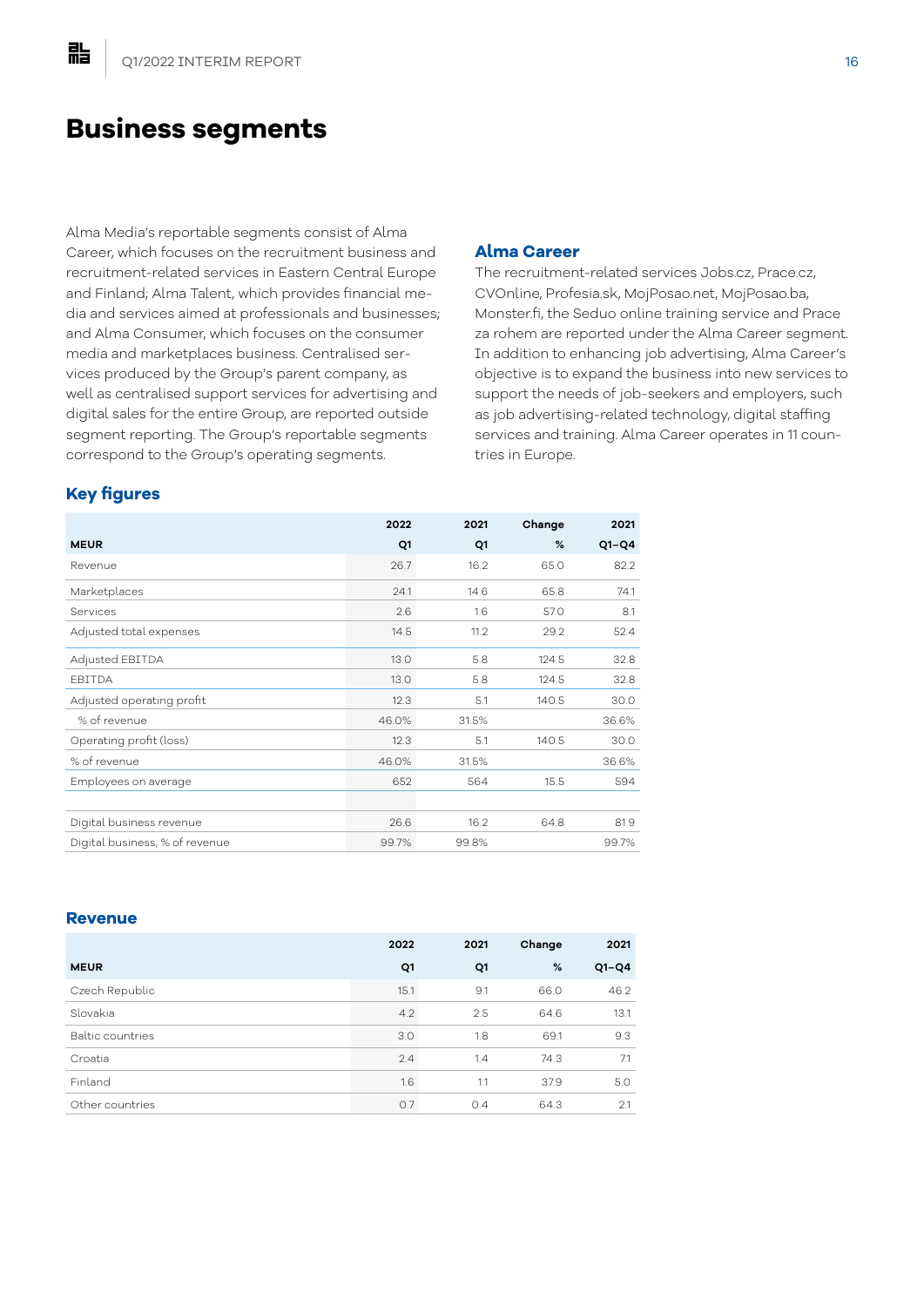# Business segments

Alma Media's reportable segments consist of Alma Career, which focuses on the recruitment business and recruitment-related services in Eastern Central Europe and Finland; Alma Talent, which provides financial media and services aimed at professionals and businesses; and Alma Consumer, which focuses on the consumer media and marketplaces business. Centralised services produced by the Group's parent company, as well as centralised support services for advertising and digital sales for the entire Group, are reported outside segment reporting. The Group's reportable segments correspond to the Group's operating segments.

## Alma Career

The recruitment-related services Jobs.cz, Prace.cz, CVOnline, Profesia.sk, MojPosao.net, MojPosao.ba, Monster.fi, the Seduo online training service and Prace za rohem are reported under the Alma Career segment. In addition to enhancing job advertising, Alma Career's objective is to expand the business into new services to support the needs of job-seekers and employers, such as job advertising-related technology, digital staffing services and training. Alma Career operates in 11 countries in Europe.

### Key figures

| | 2022 | 2021 | Change | 2021 |
|---|---|---|---|---|
| **MEUR** | **Q1** | **Q1** | **%** | **Q1–Q4** |
| Revenue | 26.7 | 16.2 | 65.0 | 82.2 |
| Marketplaces | 24.1 | 14.6 | 65.8 | 74.1 |
| Services | 2.6 | 1.6 | 57.0 | 8.1 |
| Adjusted total expenses | 14.5 | 11.2 | 29.2 | 52.4 |
| Adjusted EBITDA | 13.0 | 5.8 | 124.5 | 32.8 |
| EBITDA | 13.0 | 5.8 | 124.5 | 32.8 |
| Adjusted operating profit | 12.3 | 5.1 | 140.5 | 30.0 |
| % of revenue | 46.0% | 31.5% | | 36.6% |
| Operating profit (loss) | 12.3 | 5.1 | 140.5 | 30.0 |
| % of revenue | 46.0% | 31.5% | | 36.6% |
| Employees on average | 652 | 564 | 15.5 | 594 |
| | | | | |
| Digital business revenue | 26.6 | 16.2 | 64.8 | 81.9 |
| Digital business, % of revenue | 99.7% | 99.8% | | 99.7% |

### Revenue

| | 2022 | 2021 | Change | 2021 |
|---|---|---|---|---|
| **MEUR** | **Q1** | **Q1** | **%** | **Q1–Q4** |
| Czech Republic | 15.1 | 9.1 | 66.0 | 46.2 |
| Slovakia | 4.2 | 2.5 | 64.6 | 13.1 |
| Baltic countries | 3.0 | 1.8 | 69.1 | 9.3 |
| Croatia | 2.4 | 1.4 | 74.3 | 7.1 |
| Finland | 1.6 | 1.1 | 37.9 | 5.0 |
| Other countries | 0.7 | 0.4 | 64.3 | 2.1 |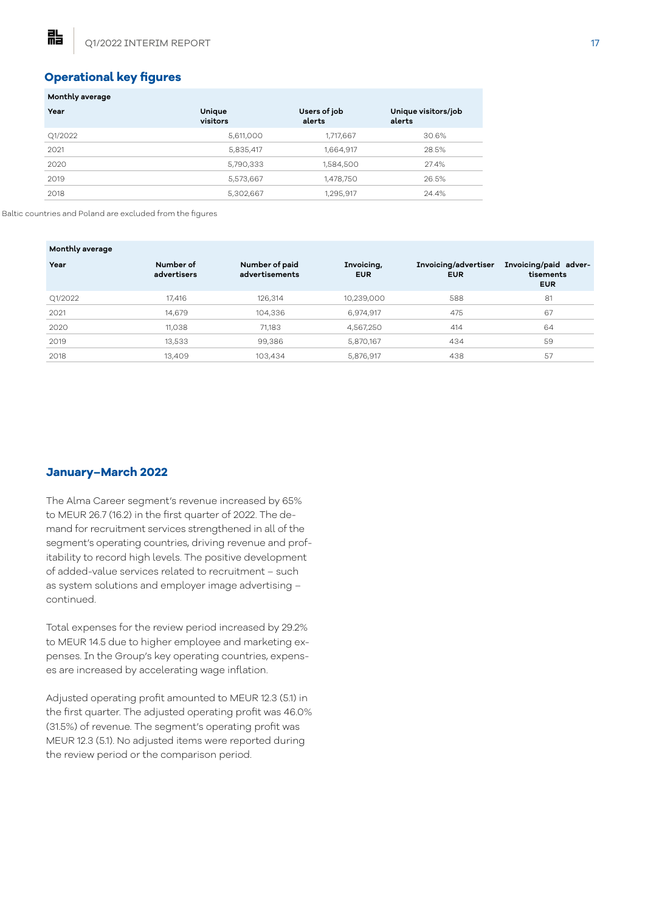## Operational key figures

| Monthly average | | | |
|---|---|---|---|
| **Year** | **Unique visitors** | **Users of job alerts** | **Unique visitors/job alerts** |
| Q1/2022 | 5,611,000 | 1,717,667 | 30.6% |
| 2021 | 5,835,417 | 1,664,917 | 28.5% |
| 2020 | 5,790,333 | 1,584,500 | 27.4% |
| 2019 | 5,573,667 | 1,478,750 | 26.5% |
| 2018 | 5,302,667 | 1,295,917 | 24.4% |

Baltic countries and Poland are excluded from the figures

| Monthly average | | | | | |
|---|---|---|---|---|---|
| **Year** | **Number of advertisers** | **Number of paid advertisements** | **Invoicing, EUR** | **Invoicing/advertiser EUR** | **Invoicing/paid advertisements EUR** |
| Q1/2022 | 17,416 | 126,314 | 10,239,000 | 588 | 81 |
| 2021 | 14,679 | 104,336 | 6,974,917 | 475 | 67 |
| 2020 | 11,038 | 71,183 | 4,567,250 | 414 | 64 |
| 2019 | 13,533 | 99,386 | 5,870,167 | 434 | 59 |
| 2018 | 13,409 | 103,434 | 5,876,917 | 438 | 57 |

## January–March 2022

The Alma Career segment's revenue increased by 65% to MEUR 26.7 (16.2) in the first quarter of 2022. The demand for recruitment services strengthened in all of the segment's operating countries, driving revenue and profitability to record high levels. The positive development of added-value services related to recruitment – such as system solutions and employer image advertising – continued.

Total expenses for the review period increased by 29.2% to MEUR 14.5 due to higher employee and marketing expenses. In the Group's key operating countries, expenses are increased by accelerating wage inflation.

Adjusted operating profit amounted to MEUR 12.3 (5.1) in the first quarter. The adjusted operating profit was 46.0% (31.5%) of revenue. The segment's operating profit was MEUR 12.3 (5.1). No adjusted items were reported during the review period or the comparison period.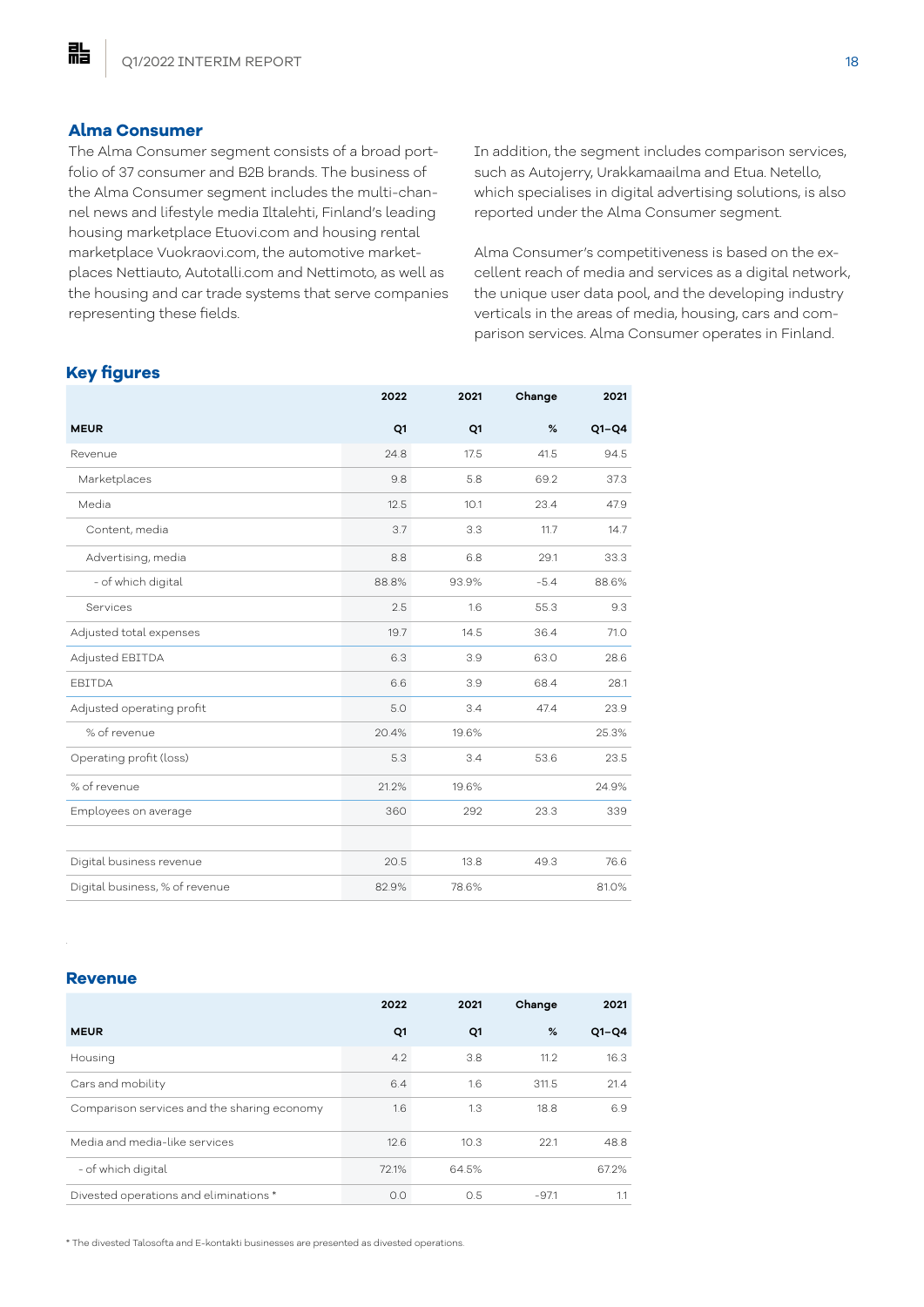## Alma Consumer

The Alma Consumer segment consists of a broad portfolio of 37 consumer and B2B brands. The business of the Alma Consumer segment includes the multi-channel news and lifestyle media Iltalehti, Finland's leading housing marketplace Etuovi.com and housing rental marketplace Vuokraovi.com, the automotive marketplaces Nettiauto, Autotalli.com and Nettimoto, as well as the housing and car trade systems that serve companies representing these fields.

In addition, the segment includes comparison services, such as Autojerry, Urakkamaailma and Etua. Netello, which specialises in digital advertising solutions, is also reported under the Alma Consumer segment.

Alma Consumer's competitiveness is based on the excellent reach of media and services as a digital network, the unique user data pool, and the developing industry verticals in the areas of media, housing, cars and comparison services. Alma Consumer operates in Finland.

### Key figures

| | 2022 | 2021 | Change | 2021 |
|---|---|---|---|---|
| **MEUR** | **Q1** | **Q1** | **%** | **Q1–Q4** |
| Revenue | 24.8 | 17.5 | 41.5 | 94.5 |
| Marketplaces | 9.8 | 5.8 | 69.2 | 37.3 |
| Media | 12.5 | 10.1 | 23.4 | 47.9 |
| Content, media | 3.7 | 3.3 | 11.7 | 14.7 |
| Advertising, media | 8.8 | 6.8 | 29.1 | 33.3 |
| - of which digital | 88.8% | 93.9% | -5.4 | 88.6% |
| Services | 2.5 | 1.6 | 55.3 | 9.3 |
| Adjusted total expenses | 19.7 | 14.5 | 36.4 | 71.0 |
| Adjusted EBITDA | 6.3 | 3.9 | 63.0 | 28.6 |
| EBITDA | 6.6 | 3.9 | 68.4 | 28.1 |
| Adjusted operating profit | 5.0 | 3.4 | 47.4 | 23.9 |
| % of revenue | 20.4% | 19.6% | | 25.3% |
| Operating profit (loss) | 5.3 | 3.4 | 53.6 | 23.5 |
| % of revenue | 21.2% | 19.6% | | 24.9% |
| Employees on average | 360 | 292 | 23.3 | 339 |
| | | | | |
| Digital business revenue | 20.5 | 13.8 | 49.3 | 76.6 |
| Digital business, % of revenue | 82.9% | 78.6% | | 81.0% |

### Revenue

| | 2022 | 2021 | Change | 2021 |
|---|---|---|---|---|
| **MEUR** | **Q1** | **Q1** | **%** | **Q1–Q4** |
| Housing | 4.2 | 3.8 | 11.2 | 16.3 |
| Cars and mobility | 6.4 | 1.6 | 311.5 | 21.4 |
| Comparison services and the sharing economy | 1.6 | 1.3 | 18.8 | 6.9 |
| Media and media-like services | 12.6 | 10.3 | 22.1 | 48.8 |
| - of which digital | 72.1% | 64.5% | | 67.2% |
| Divested operations and eliminations * | 0.0 | 0.5 | -97.1 | 1.1 |

* The divested Talosofta and E-kontakti businesses are presented as divested operations.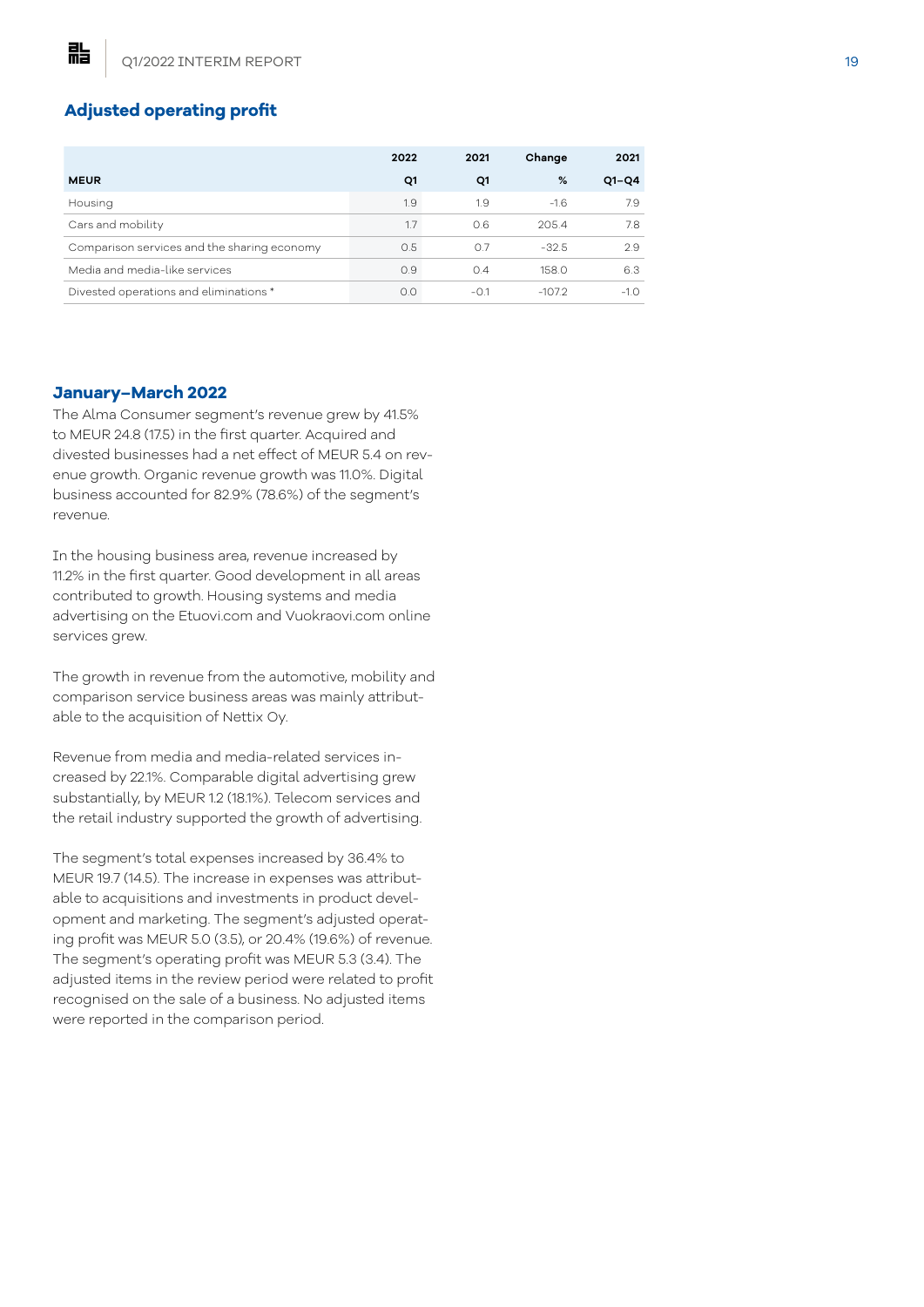## Adjusted operating profit

| MEUR | 2022 Q1 | 2021 Q1 | Change % | 2021 Q1–Q4 |
|---|---|---|---|---|
| Housing | 1.9 | 1.9 | -1.6 | 7.9 |
| Cars and mobility | 1.7 | 0.6 | 205.4 | 7.8 |
| Comparison services and the sharing economy | 0.5 | 0.7 | -32.5 | 2.9 |
| Media and media-like services | 0.9 | 0.4 | 158.0 | 6.3 |
| Divested operations and eliminations * | 0.0 | -0.1 | -107.2 | -1.0 |

### January–March 2022

The Alma Consumer segment's revenue grew by 41.5% to MEUR 24.8 (17.5) in the first quarter. Acquired and divested businesses had a net effect of MEUR 5.4 on revenue growth. Organic revenue growth was 11.0%. Digital business accounted for 82.9% (78.6%) of the segment's revenue.

In the housing business area, revenue increased by 11.2% in the first quarter. Good development in all areas contributed to growth. Housing systems and media advertising on the Etuovi.com and Vuokraovi.com online services grew.

The growth in revenue from the automotive, mobility and comparison service business areas was mainly attributable to the acquisition of Nettix Oy.

Revenue from media and media-related services increased by 22.1%. Comparable digital advertising grew substantially, by MEUR 1.2 (18.1%). Telecom services and the retail industry supported the growth of advertising.

The segment's total expenses increased by 36.4% to MEUR 19.7 (14.5). The increase in expenses was attributable to acquisitions and investments in product development and marketing. The segment's adjusted operating profit was MEUR 5.0 (3.5), or 20.4% (19.6%) of revenue. The segment's operating profit was MEUR 5.3 (3.4). The adjusted items in the review period were related to profit recognised on the sale of a business. No adjusted items were reported in the comparison period.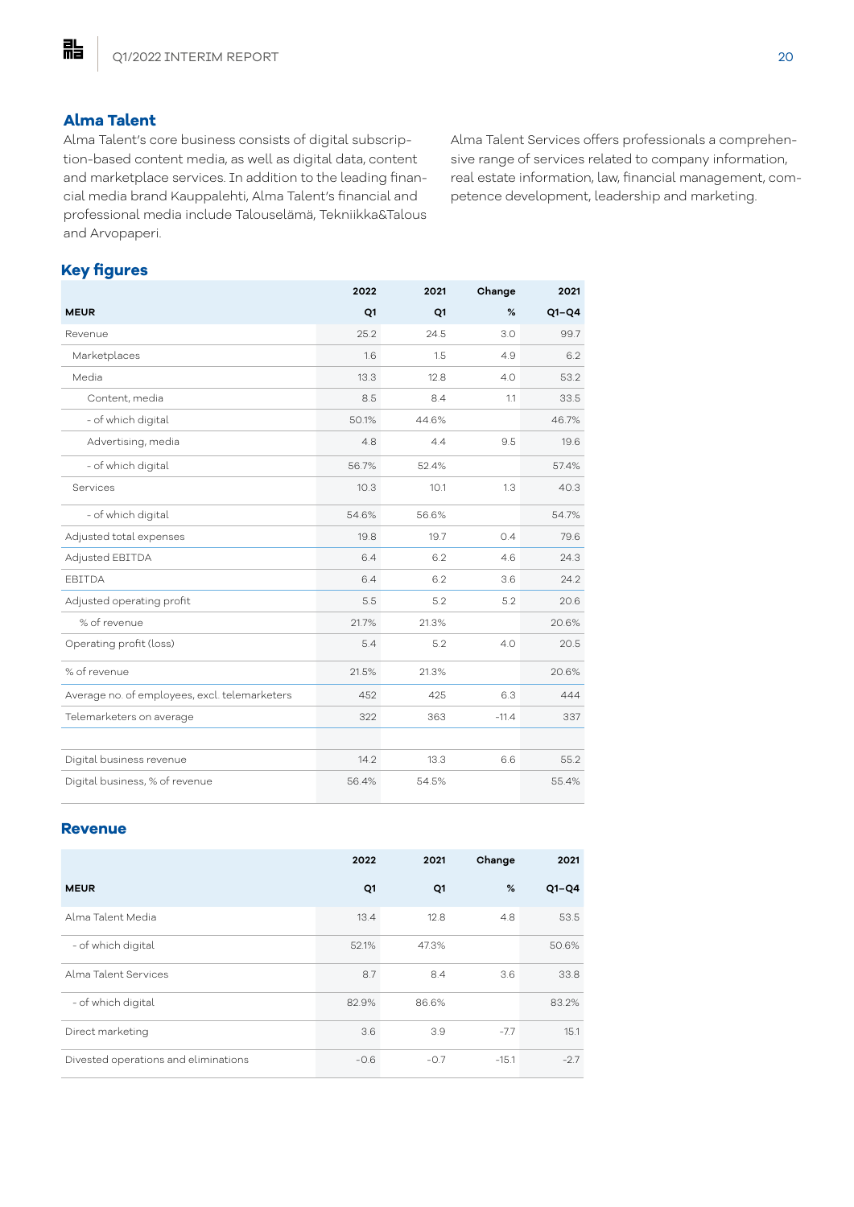## Alma Talent

Alma Talent's core business consists of digital subscription-based content media, as well as digital data, content and marketplace services. In addition to the leading financial media brand Kauppalehti, Alma Talent's financial and professional media include Talouselämä, Tekniikka&Talous and Arvopaperi.

Alma Talent Services offers professionals a comprehensive range of services related to company information, real estate information, law, financial management, competence development, leadership and marketing.

### Key figures

| MEUR | 2022 Q1 | 2021 Q1 | Change % | 2021 Q1–Q4 |
|---|---|---|---|---|
| Revenue | 25.2 | 24.5 | 3.0 | 99.7 |
| Marketplaces | 1.6 | 1.5 | 4.9 | 6.2 |
| Media | 13.3 | 12.8 | 4.0 | 53.2 |
| Content, media | 8.5 | 8.4 | 1.1 | 33.5 |
| - of which digital | 50.1% | 44.6% | | 46.7% |
| Advertising, media | 4.8 | 4.4 | 9.5 | 19.6 |
| - of which digital | 56.7% | 52.4% | | 57.4% |
| Services | 10.3 | 10.1 | 1.3 | 40.3 |
| - of which digital | 54.6% | 56.6% | | 54.7% |
| Adjusted total expenses | 19.8 | 19.7 | 0.4 | 79.6 |
| Adjusted EBITDA | 6.4 | 6.2 | 4.6 | 24.3 |
| EBITDA | 6.4 | 6.2 | 3.6 | 24.2 |
| Adjusted operating profit | 5.5 | 5.2 | 5.2 | 20.6 |
| % of revenue | 21.7% | 21.3% | | 20.6% |
| Operating profit (loss) | 5.4 | 5.2 | 4.0 | 20.5 |
| % of revenue | 21.5% | 21.3% | | 20.6% |
| Average no. of employees, excl. telemarketers | 452 | 425 | 6.3 | 444 |
| Telemarketers on average | 322 | 363 | -11.4 | 337 |
| | | | | |
| Digital business revenue | 14.2 | 13.3 | 6.6 | 55.2 |
| Digital business, % of revenue | 56.4% | 54.5% | | 55.4% |

### Revenue

| MEUR | 2022 Q1 | 2021 Q1 | Change % | 2021 Q1–Q4 |
|---|---|---|---|---|
| Alma Talent Media | 13.4 | 12.8 | 4.8 | 53.5 |
| - of which digital | 52.1% | 47.3% | | 50.6% |
| Alma Talent Services | 8.7 | 8.4 | 3.6 | 33.8 |
| - of which digital | 82.9% | 86.6% | | 83.2% |
| Direct marketing | 3.6 | 3.9 | -7.7 | 15.1 |
| Divested operations and eliminations | -0.6 | -0.7 | -15.1 | -2.7 |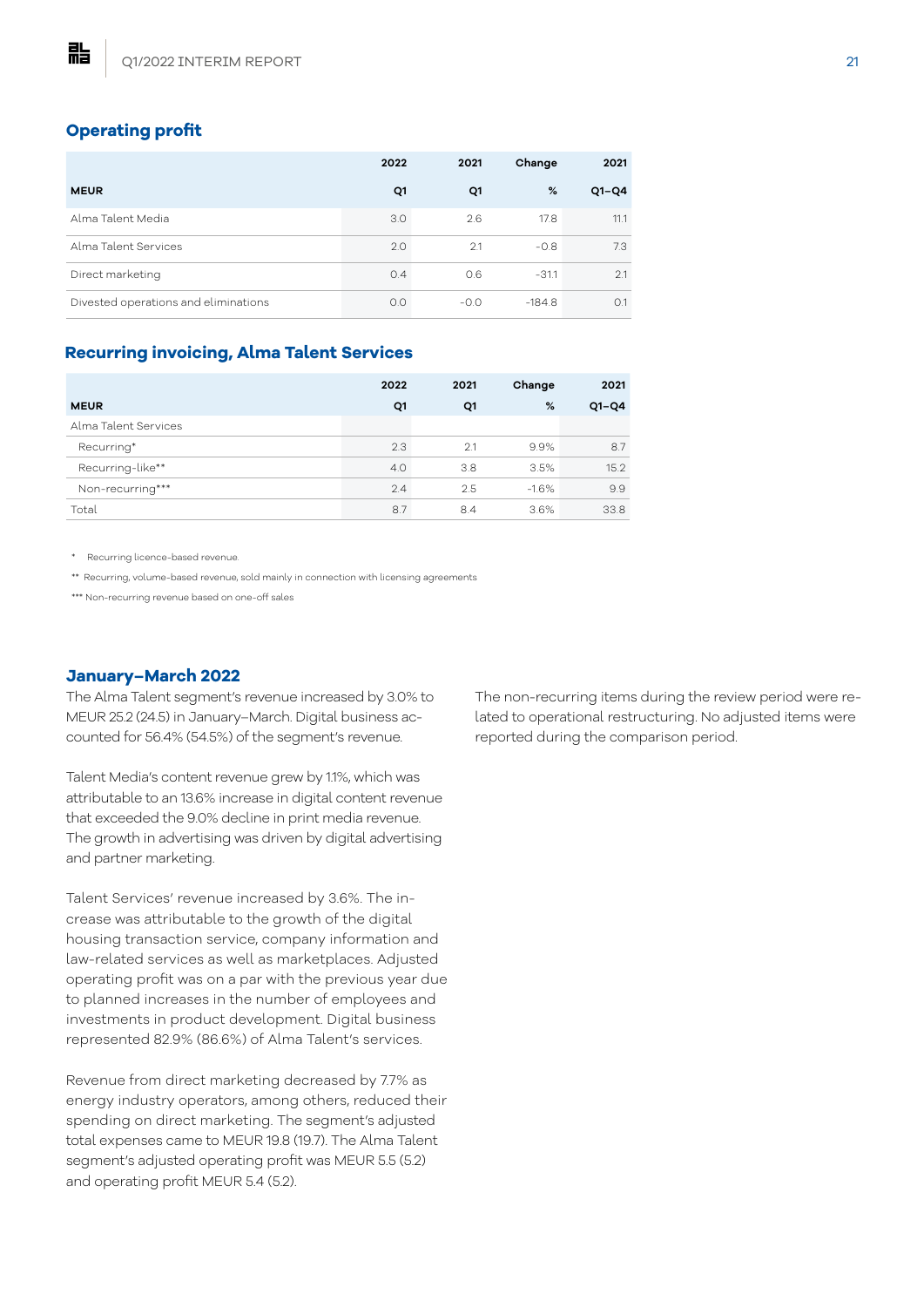## Operating profit

| MEUR | 2022 Q1 | 2021 Q1 | Change % | 2021 Q1–Q4 |
|---|---|---|---|---|
| Alma Talent Media | 3.0 | 2.6 | 17.8 | 11.1 |
| Alma Talent Services | 2.0 | 2.1 | -0.8 | 7.3 |
| Direct marketing | 0.4 | 0.6 | -31.1 | 2.1 |
| Divested operations and eliminations | 0.0 | -0.0 | -184.8 | 0.1 |

## Recurring invoicing, Alma Talent Services

| MEUR | 2022 Q1 | 2021 Q1 | Change % | 2021 Q1–Q4 |
|---|---|---|---|---|
| Alma Talent Services | | | | |
| Recurring* | 2.3 | 2.1 | 9.9% | 8.7 |
| Recurring-like** | 4.0 | 3.8 | 3.5% | 15.2 |
| Non-recurring*** | 2.4 | 2.5 | -1.6% | 9.9 |
| Total | 8.7 | 8.4 | 3.6% | 33.8 |

\* Recurring licence-based revenue.

** Recurring, volume-based revenue, sold mainly in connection with licensing agreements

*** Non-recurring revenue based on one-off sales

## January–March 2022

The Alma Talent segment's revenue increased by 3.0% to MEUR 25.2 (24.5) in January–March. Digital business accounted for 56.4% (54.5%) of the segment's revenue.

Talent Media's content revenue grew by 1.1%, which was attributable to an 13.6% increase in digital content revenue that exceeded the 9.0% decline in print media revenue. The growth in advertising was driven by digital advertising and partner marketing.

Talent Services' revenue increased by 3.6%. The increase was attributable to the growth of the digital housing transaction service, company information and law-related services as well as marketplaces. Adjusted operating profit was on a par with the previous year due to planned increases in the number of employees and investments in product development. Digital business represented 82.9% (86.6%) of Alma Talent's services.

Revenue from direct marketing decreased by 7.7% as energy industry operators, among others, reduced their spending on direct marketing. The segment's adjusted total expenses came to MEUR 19.8 (19.7). The Alma Talent segment's adjusted operating profit was MEUR 5.5 (5.2) and operating profit MEUR 5.4 (5.2).

The non-recurring items during the review period were related to operational restructuring. No adjusted items were reported during the comparison period.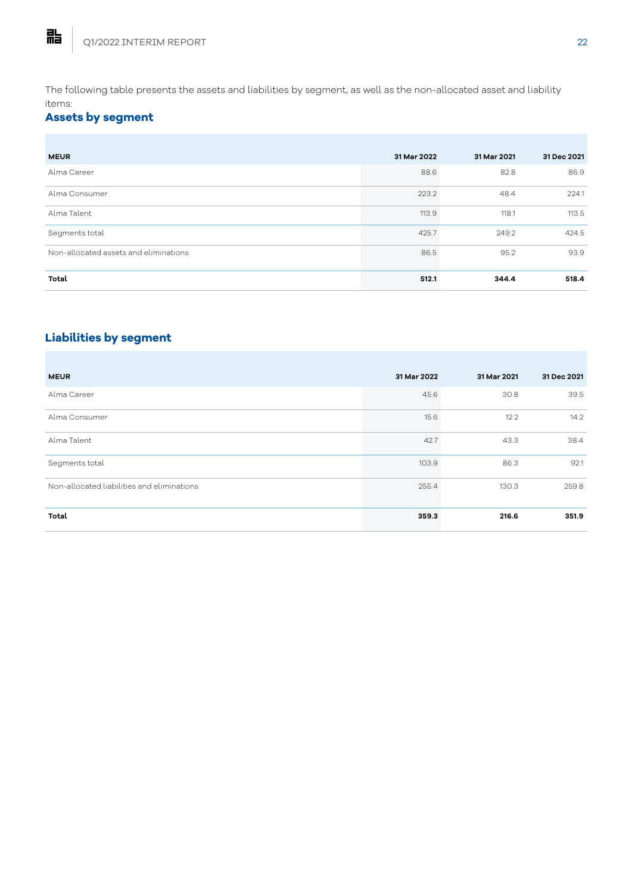The following table presents the assets and liabilities by segment, as well as the non-allocated asset and liability items:

## Assets by segment

| MEUR | 31 Mar 2022 | 31 Mar 2021 | 31 Dec 2021 |
|---|---|---|---|
| Alma Career | 88.6 | 82.8 | 86.9 |
| Alma Consumer | 223.2 | 48.4 | 224.1 |
| Alma Talent | 113.9 | 118.1 | 113.5 |
| Segments total | 425.7 | 249.2 | 424.5 |
| Non-allocated assets and eliminations | 86.5 | 95.2 | 93.9 |
| **Total** | **512.1** | **344.4** | **518.4** |

## Liabilities by segment

| MEUR | 31 Mar 2022 | 31 Mar 2021 | 31 Dec 2021 |
|---|---|---|---|
| Alma Career | 45.6 | 30.8 | 39.5 |
| Alma Consumer | 15.6 | 12.2 | 14.2 |
| Alma Talent | 42.7 | 43.3 | 38.4 |
| Segments total | 103.9 | 86.3 | 92.1 |
| Non-allocated liabilities and eliminations | 255.4 | 130.3 | 259.8 |
| **Total** | **359.3** | **216.6** | **351.9** |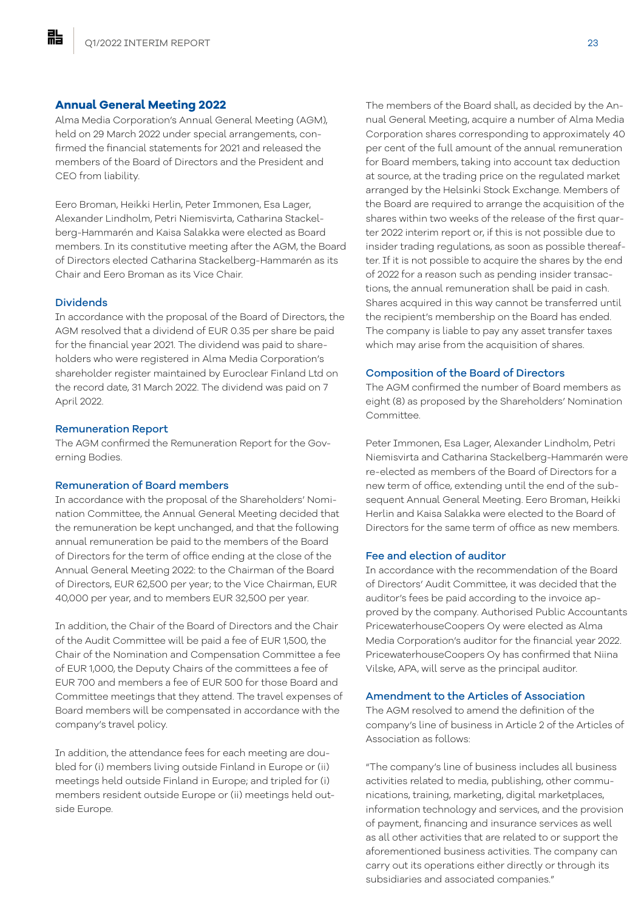## Annual General Meeting 2022

Alma Media Corporation's Annual General Meeting (AGM), held on 29 March 2022 under special arrangements, confirmed the financial statements for 2021 and released the members of the Board of Directors and the President and CEO from liability.

Eero Broman, Heikki Herlin, Peter Immonen, Esa Lager, Alexander Lindholm, Petri Niemisvirta, Catharina Stackelberg-Hammarén and Kaisa Salakka were elected as Board members. In its constitutive meeting after the AGM, the Board of Directors elected Catharina Stackelberg-Hammarén as its Chair and Eero Broman as its Vice Chair.

### Dividends

In accordance with the proposal of the Board of Directors, the AGM resolved that a dividend of EUR 0.35 per share be paid for the financial year 2021. The dividend was paid to shareholders who were registered in Alma Media Corporation's shareholder register maintained by Euroclear Finland Ltd on the record date, 31 March 2022. The dividend was paid on 7 April 2022.

### Remuneration Report

The AGM confirmed the Remuneration Report for the Governing Bodies.

### Remuneration of Board members

In accordance with the proposal of the Shareholders' Nomination Committee, the Annual General Meeting decided that the remuneration be kept unchanged, and that the following annual remuneration be paid to the members of the Board of Directors for the term of office ending at the close of the Annual General Meeting 2022: to the Chairman of the Board of Directors, EUR 62,500 per year; to the Vice Chairman, EUR 40,000 per year, and to members EUR 32,500 per year.

In addition, the Chair of the Board of Directors and the Chair of the Audit Committee will be paid a fee of EUR 1,500, the Chair of the Nomination and Compensation Committee a fee of EUR 1,000, the Deputy Chairs of the committees a fee of EUR 700 and members a fee of EUR 500 for those Board and Committee meetings that they attend. The travel expenses of Board members will be compensated in accordance with the company's travel policy.

In addition, the attendance fees for each meeting are doubled for (i) members living outside Finland in Europe or (ii) meetings held outside Finland in Europe; and tripled for (i) members resident outside Europe or (ii) meetings held outside Europe.

The members of the Board shall, as decided by the Annual General Meeting, acquire a number of Alma Media Corporation shares corresponding to approximately 40 per cent of the full amount of the annual remuneration for Board members, taking into account tax deduction at source, at the trading price on the regulated market arranged by the Helsinki Stock Exchange. Members of the Board are required to arrange the acquisition of the shares within two weeks of the release of the first quarter 2022 interim report or, if this is not possible due to insider trading regulations, as soon as possible thereafter. If it is not possible to acquire the shares by the end of 2022 for a reason such as pending insider transactions, the annual remuneration shall be paid in cash. Shares acquired in this way cannot be transferred until the recipient's membership on the Board has ended. The company is liable to pay any asset transfer taxes which may arise from the acquisition of shares.

### Composition of the Board of Directors

The AGM confirmed the number of Board members as eight (8) as proposed by the Shareholders' Nomination Committee.

Peter Immonen, Esa Lager, Alexander Lindholm, Petri Niemisvirta and Catharina Stackelberg-Hammarén were re-elected as members of the Board of Directors for a new term of office, extending until the end of the subsequent Annual General Meeting. Eero Broman, Heikki Herlin and Kaisa Salakka were elected to the Board of Directors for the same term of office as new members.

### Fee and election of auditor

In accordance with the recommendation of the Board of Directors' Audit Committee, it was decided that the auditor's fees be paid according to the invoice approved by the company. Authorised Public Accountants PricewaterhouseCoopers Oy were elected as Alma Media Corporation's auditor for the financial year 2022. PricewaterhouseCoopers Oy has confirmed that Niina Vilske, APA, will serve as the principal auditor.

### Amendment to the Articles of Association

The AGM resolved to amend the definition of the company's line of business in Article 2 of the Articles of Association as follows:

"The company's line of business includes all business activities related to media, publishing, other communications, training, marketing, digital marketplaces, information technology and services, and the provision of payment, financing and insurance services as well as all other activities that are related to or support the aforementioned business activities. The company can carry out its operations either directly or through its subsidiaries and associated companies."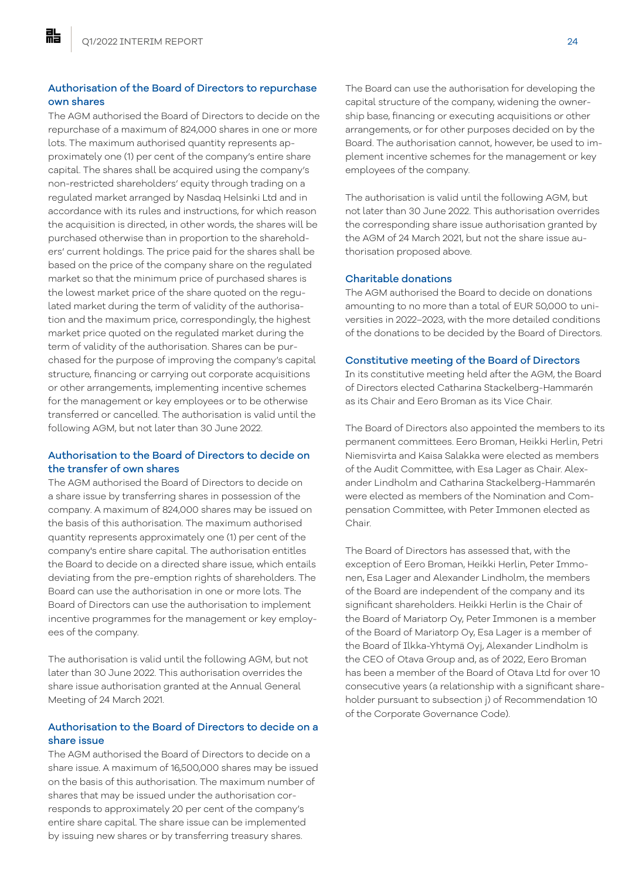### Authorisation of the Board of Directors to repurchase own shares

The AGM authorised the Board of Directors to decide on the repurchase of a maximum of 824,000 shares in one or more lots. The maximum authorised quantity represents approximately one (1) per cent of the company's entire share capital. The shares shall be acquired using the company's non-restricted shareholders' equity through trading on a regulated market arranged by Nasdaq Helsinki Ltd and in accordance with its rules and instructions, for which reason the acquisition is directed, in other words, the shares will be purchased otherwise than in proportion to the shareholders' current holdings. The price paid for the shares shall be based on the price of the company share on the regulated market so that the minimum price of purchased shares is the lowest market price of the share quoted on the regulated market during the term of validity of the authorisation and the maximum price, correspondingly, the highest market price quoted on the regulated market during the term of validity of the authorisation. Shares can be purchased for the purpose of improving the company's capital structure, financing or carrying out corporate acquisitions or other arrangements, implementing incentive schemes for the management or key employees or to be otherwise transferred or cancelled. The authorisation is valid until the following AGM, but not later than 30 June 2022.

### Authorisation to the Board of Directors to decide on the transfer of own shares

The AGM authorised the Board of Directors to decide on a share issue by transferring shares in possession of the company. A maximum of 824,000 shares may be issued on the basis of this authorisation. The maximum authorised quantity represents approximately one (1) per cent of the company's entire share capital. The authorisation entitles the Board to decide on a directed share issue, which entails deviating from the pre-emption rights of shareholders. The Board can use the authorisation in one or more lots. The Board of Directors can use the authorisation to implement incentive programmes for the management or key employees of the company.

The authorisation is valid until the following AGM, but not later than 30 June 2022. This authorisation overrides the share issue authorisation granted at the Annual General Meeting of 24 March 2021.

### Authorisation to the Board of Directors to decide on a share issue

The AGM authorised the Board of Directors to decide on a share issue. A maximum of 16,500,000 shares may be issued on the basis of this authorisation. The maximum number of shares that may be issued under the authorisation corresponds to approximately 20 per cent of the company's entire share capital. The share issue can be implemented by issuing new shares or by transferring treasury shares.

The Board can use the authorisation for developing the capital structure of the company, widening the ownership base, financing or executing acquisitions or other arrangements, or for other purposes decided on by the Board. The authorisation cannot, however, be used to implement incentive schemes for the management or key employees of the company.

The authorisation is valid until the following AGM, but not later than 30 June 2022. This authorisation overrides the corresponding share issue authorisation granted by the AGM of 24 March 2021, but not the share issue authorisation proposed above.

### Charitable donations

The AGM authorised the Board to decide on donations amounting to no more than a total of EUR 50,000 to universities in 2022–2023, with the more detailed conditions of the donations to be decided by the Board of Directors.

### Constitutive meeting of the Board of Directors

In its constitutive meeting held after the AGM, the Board of Directors elected Catharina Stackelberg-Hammarén as its Chair and Eero Broman as its Vice Chair.

The Board of Directors also appointed the members to its permanent committees. Eero Broman, Heikki Herlin, Petri Niemisvirta and Kaisa Salakka were elected as members of the Audit Committee, with Esa Lager as Chair. Alexander Lindholm and Catharina Stackelberg-Hammarén were elected as members of the Nomination and Compensation Committee, with Peter Immonen elected as Chair.

The Board of Directors has assessed that, with the exception of Eero Broman, Heikki Herlin, Peter Immonen, Esa Lager and Alexander Lindholm, the members of the Board are independent of the company and its significant shareholders. Heikki Herlin is the Chair of the Board of Mariatorp Oy, Peter Immonen is a member of the Board of Mariatorp Oy, Esa Lager is a member of the Board of Ilkka-Yhtymä Oyj, Alexander Lindholm is the CEO of Otava Group and, as of 2022, Eero Broman has been a member of the Board of Otava Ltd for over 10 consecutive years (a relationship with a significant shareholder pursuant to subsection j) of Recommendation 10 of the Corporate Governance Code).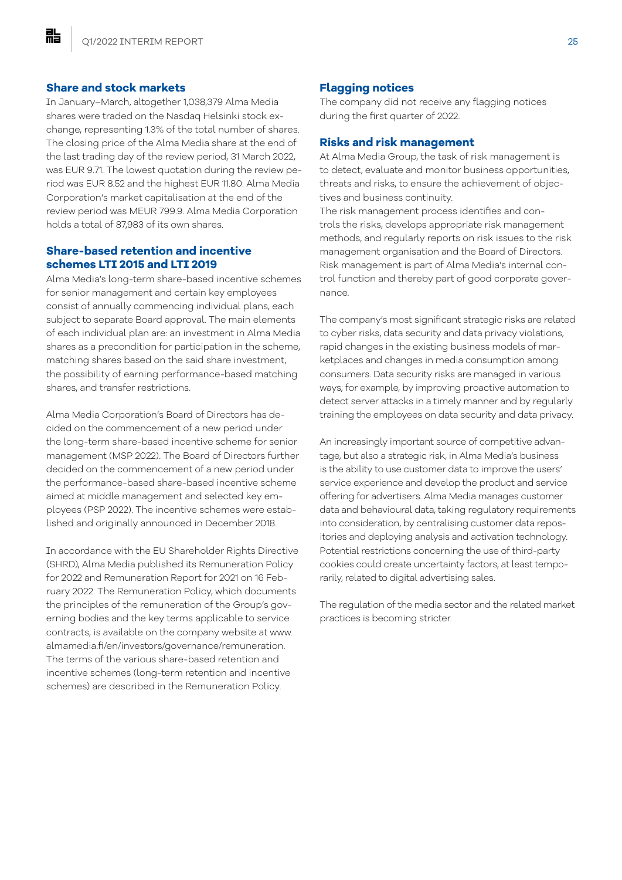## Share and stock markets

In January–March, altogether 1,038,379 Alma Media shares were traded on the Nasdaq Helsinki stock exchange, representing 1.3% of the total number of shares. The closing price of the Alma Media share at the end of the last trading day of the review period, 31 March 2022, was EUR 9.71. The lowest quotation during the review period was EUR 8.52 and the highest EUR 11.80. Alma Media Corporation's market capitalisation at the end of the review period was MEUR 799.9. Alma Media Corporation holds a total of 87,983 of its own shares.

## Share-based retention and incentive schemes LTI 2015 and LTI 2019

Alma Media's long-term share-based incentive schemes for senior management and certain key employees consist of annually commencing individual plans, each subject to separate Board approval. The main elements of each individual plan are: an investment in Alma Media shares as a precondition for participation in the scheme, matching shares based on the said share investment, the possibility of earning performance-based matching shares, and transfer restrictions.

Alma Media Corporation's Board of Directors has decided on the commencement of a new period under the long-term share-based incentive scheme for senior management (MSP 2022). The Board of Directors further decided on the commencement of a new period under the performance-based share-based incentive scheme aimed at middle management and selected key employees (PSP 2022). The incentive schemes were established and originally announced in December 2018.

In accordance with the EU Shareholder Rights Directive (SHRD), Alma Media published its Remuneration Policy for 2022 and Remuneration Report for 2021 on 16 February 2022. The Remuneration Policy, which documents the principles of the remuneration of the Group's governing bodies and the key terms applicable to service contracts, is available on the company website at www.almamedia.fi/en/investors/governance/remuneration. The terms of the various share-based retention and incentive schemes (long-term retention and incentive schemes) are described in the Remuneration Policy.

## Flagging notices

The company did not receive any flagging notices during the first quarter of 2022.

## Risks and risk management

At Alma Media Group, the task of risk management is to detect, evaluate and monitor business opportunities, threats and risks, to ensure the achievement of objectives and business continuity.
The risk management process identifies and controls the risks, develops appropriate risk management methods, and regularly reports on risk issues to the risk management organisation and the Board of Directors. Risk management is part of Alma Media's internal control function and thereby part of good corporate governance.

The company's most significant strategic risks are related to cyber risks, data security and data privacy violations, rapid changes in the existing business models of marketplaces and changes in media consumption among consumers. Data security risks are managed in various ways; for example, by improving proactive automation to detect server attacks in a timely manner and by regularly training the employees on data security and data privacy.

An increasingly important source of competitive advantage, but also a strategic risk, in Alma Media's business is the ability to use customer data to improve the users' service experience and develop the product and service offering for advertisers. Alma Media manages customer data and behavioural data, taking regulatory requirements into consideration, by centralising customer data repositories and deploying analysis and activation technology. Potential restrictions concerning the use of third-party cookies could create uncertainty factors, at least temporarily, related to digital advertising sales.

The regulation of the media sector and the related market practices is becoming stricter.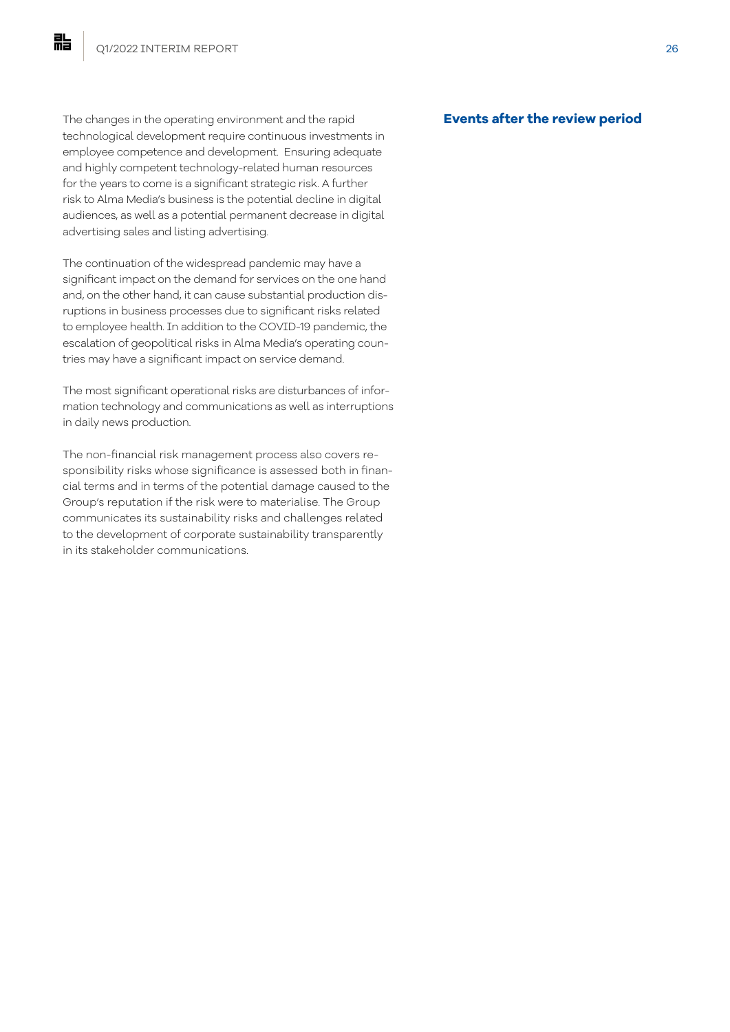The changes in the operating environment and the rapid technological development require continuous investments in employee competence and development. Ensuring adequate and highly competent technology-related human resources for the years to come is a significant strategic risk. A further risk to Alma Media's business is the potential decline in digital audiences, as well as a potential permanent decrease in digital advertising sales and listing advertising.

The continuation of the widespread pandemic may have a significant impact on the demand for services on the one hand and, on the other hand, it can cause substantial production disruptions in business processes due to significant risks related to employee health. In addition to the COVID-19 pandemic, the escalation of geopolitical risks in Alma Media's operating countries may have a significant impact on service demand.

The most significant operational risks are disturbances of information technology and communications as well as interruptions in daily news production.

The non-financial risk management process also covers responsibility risks whose significance is assessed both in financial terms and in terms of the potential damage caused to the Group's reputation if the risk were to materialise. The Group communicates its sustainability risks and challenges related to the development of corporate sustainability transparently in its stakeholder communications.

## Events after the review period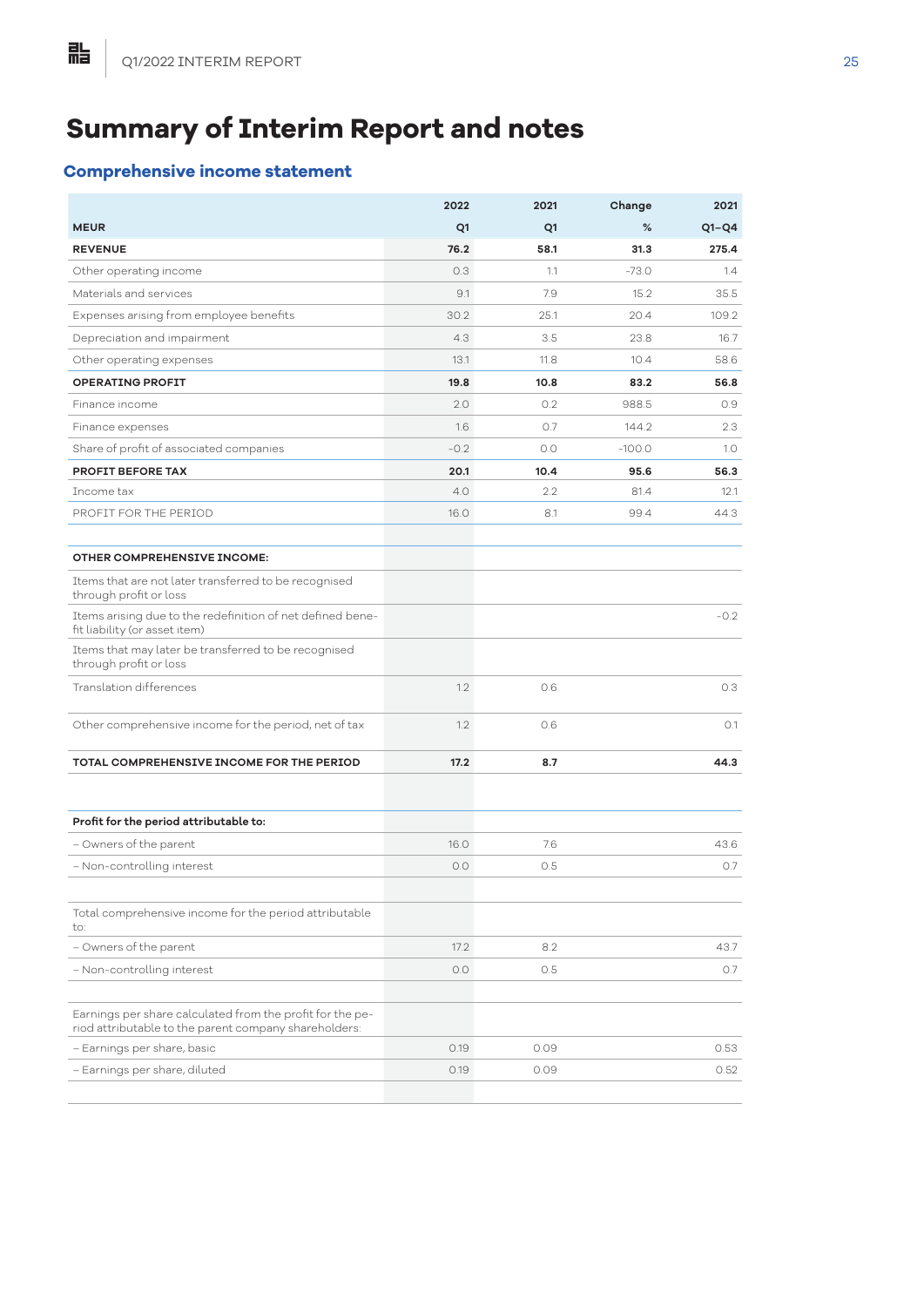# Summary of Interim Report and notes

## Comprehensive income statement

| MEUR | 2022 Q1 | 2021 Q1 | Change % | 2021 Q1–Q4 |
|---|---|---|---|---|
| **REVENUE** | **76.2** | **58.1** | **31.3** | **275.4** |
| Other operating income | 0.3 | 1.1 | -73.0 | 1.4 |
| Materials and services | 9.1 | 7.9 | 15.2 | 35.5 |
| Expenses arising from employee benefits | 30.2 | 25.1 | 20.4 | 109.2 |
| Depreciation and impairment | 4.3 | 3.5 | 23.8 | 16.7 |
| Other operating expenses | 13.1 | 11.8 | 10.4 | 58.6 |
| **OPERATING PROFIT** | **19.8** | **10.8** | **83.2** | **56.8** |
| Finance income | 2.0 | 0.2 | 988.5 | 0.9 |
| Finance expenses | 1.6 | 0.7 | 144.2 | 2.3 |
| Share of profit of associated companies | -0.2 | 0.0 | -100.0 | 1.0 |
| **PROFIT BEFORE TAX** | **20.1** | **10.4** | **95.6** | **56.3** |
| Income tax | 4.0 | 2.2 | 81.4 | 12.1 |
| PROFIT FOR THE PERIOD | 16.0 | 8.1 | 99.4 | 44.3 |
| | | | | |
| **OTHER COMPREHENSIVE INCOME:** | | | | |
| Items that are not later transferred to be recognised through profit or loss | | | | |
| Items arising due to the redefinition of net defined benefit liability (or asset item) | | | | -0.2 |
| Items that may later be transferred to be recognised through profit or loss | | | | |
| Translation differences | 1.2 | 0.6 | | 0.3 |
| Other comprehensive income for the period, net of tax | 1.2 | 0.6 | | 0.1 |
| **TOTAL COMPREHENSIVE INCOME FOR THE PERIOD** | **17.2** | **8.7** | | **44.3** |
| | | | | |
| **Profit for the period attributable to:** | | | | |
| – Owners of the parent | 16.0 | 7.6 | | 43.6 |
| – Non-controlling interest | 0.0 | 0.5 | | 0.7 |
| | | | | |
| Total comprehensive income for the period attributable to: | | | | |
| – Owners of the parent | 17.2 | 8.2 | | 43.7 |
| – Non-controlling interest | 0.0 | 0.5 | | 0.7 |
| | | | | |
| Earnings per share calculated from the profit for the period attributable to the parent company shareholders: | | | | |
| – Earnings per share, basic | 0.19 | 0.09 | | 0.53 |
| – Earnings per share, diluted | 0.19 | 0.09 | | 0.52 |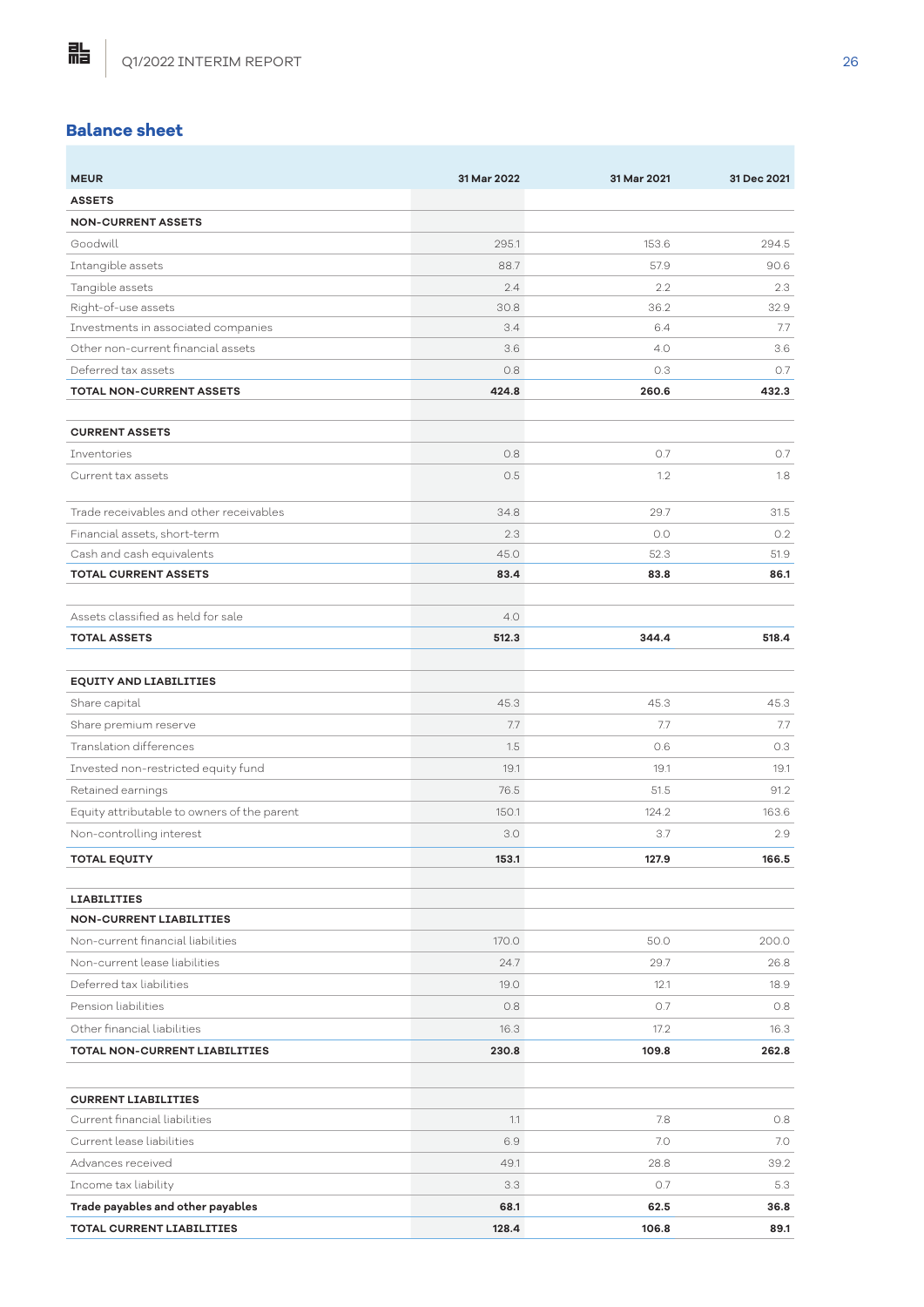## Balance sheet

| MEUR | 31 Mar 2022 | 31 Mar 2021 | 31 Dec 2021 |
|---|---|---|---|
| **ASSETS** | | | |
| **NON-CURRENT ASSETS** | | | |
| Goodwill | 295.1 | 153.6 | 294.5 |
| Intangible assets | 88.7 | 57.9 | 90.6 |
| Tangible assets | 2.4 | 2.2 | 2.3 |
| Right-of-use assets | 30.8 | 36.2 | 32.9 |
| Investments in associated companies | 3.4 | 6.4 | 7.7 |
| Other non-current financial assets | 3.6 | 4.0 | 3.6 |
| Deferred tax assets | 0.8 | 0.3 | 0.7 |
| **TOTAL NON-CURRENT ASSETS** | **424.8** | **260.6** | **432.3** |
| | | | |
| **CURRENT ASSETS** | | | |
| Inventories | 0.8 | 0.7 | 0.7 |
| Current tax assets | 0.5 | 1.2 | 1.8 |
| Trade receivables and other receivables | 34.8 | 29.7 | 31.5 |
| Financial assets, short-term | 2.3 | 0.0 | 0.2 |
| Cash and cash equivalents | 45.0 | 52.3 | 51.9 |
| **TOTAL CURRENT ASSETS** | **83.4** | **83.8** | **86.1** |
| | | | |
| Assets classified as held for sale | 4.0 | | |
| **TOTAL ASSETS** | **512.3** | **344.4** | **518.4** |
| | | | |
| **EQUITY AND LIABILITIES** | | | |
| Share capital | 45.3 | 45.3 | 45.3 |
| Share premium reserve | 7.7 | 7.7 | 7.7 |
| Translation differences | 1.5 | 0.6 | 0.3 |
| Invested non-restricted equity fund | 19.1 | 19.1 | 19.1 |
| Retained earnings | 76.5 | 51.5 | 91.2 |
| Equity attributable to owners of the parent | 150.1 | 124.2 | 163.6 |
| Non-controlling interest | 3.0 | 3.7 | 2.9 |
| **TOTAL EQUITY** | **153.1** | **127.9** | **166.5** |
| | | | |
| **LIABILITIES** | | | |
| **NON-CURRENT LIABILITIES** | | | |
| Non-current financial liabilities | 170.0 | 50.0 | 200.0 |
| Non-current lease liabilities | 24.7 | 29.7 | 26.8 |
| Deferred tax liabilities | 19.0 | 12.1 | 18.9 |
| Pension liabilities | 0.8 | 0.7 | 0.8 |
| Other financial liabilities | 16.3 | 17.2 | 16.3 |
| **TOTAL NON-CURRENT LIABILITIES** | **230.8** | **109.8** | **262.8** |
| | | | |
| **CURRENT LIABILITIES** | | | |
| Current financial liabilities | 1.1 | 7.8 | 0.8 |
| Current lease liabilities | 6.9 | 7.0 | 7.0 |
| Advances received | 49.1 | 28.8 | 39.2 |
| Income tax liability | 3.3 | 0.7 | 5.3 |
| **Trade payables and other payables** | **68.1** | **62.5** | **36.8** |
| **TOTAL CURRENT LIABILITIES** | **128.4** | **106.8** | **89.1** |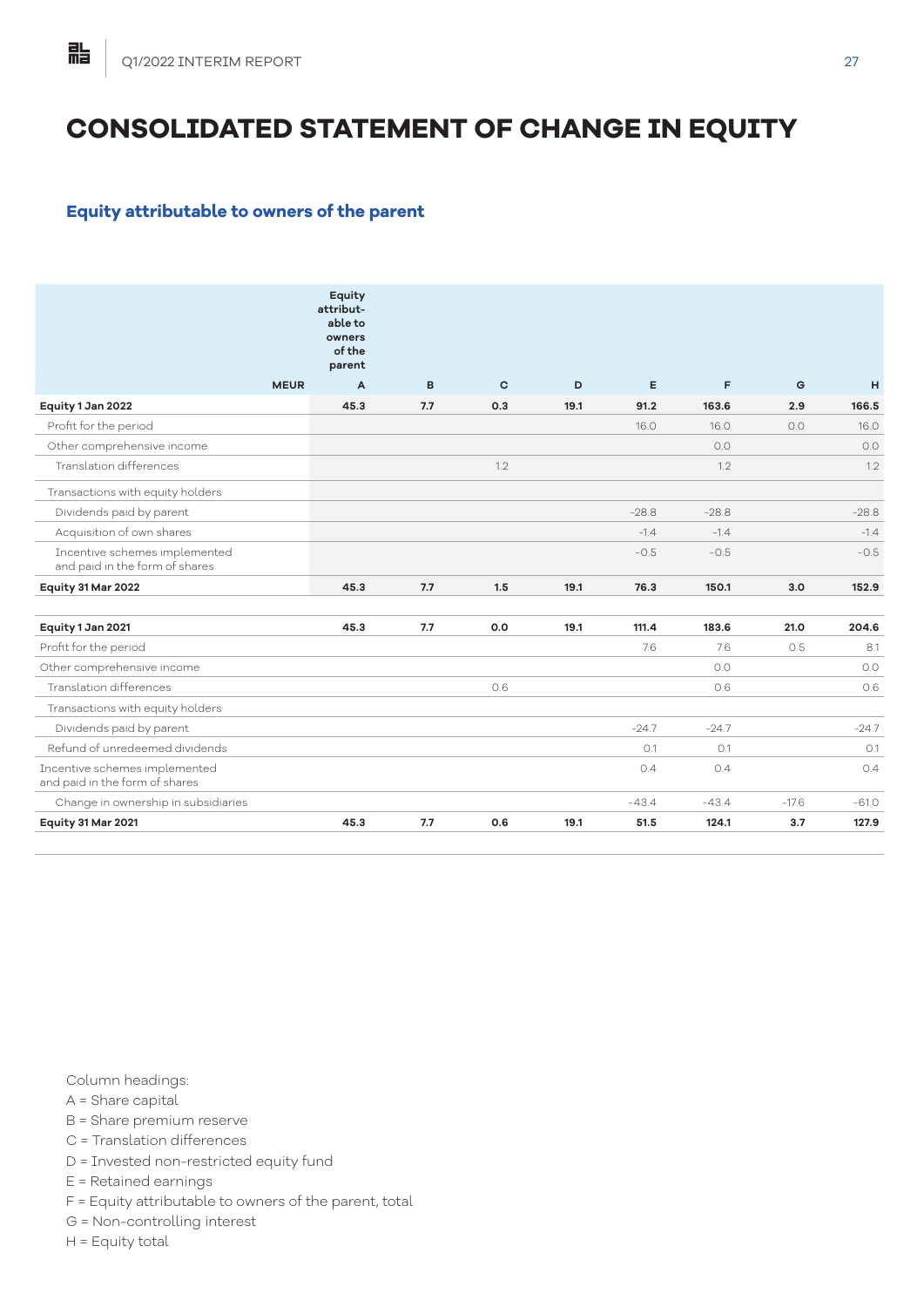# CONSOLIDATED STATEMENT OF CHANGE IN EQUITY

## Equity attributable to owners of the parent

| MEUR | Equity attributable to owners of the parent A | B | C | D | E | F | G | H |
|---|---|---|---|---|---|---|---|---|
| **Equity 1 Jan 2022** | **45.3** | **7.7** | **0.3** | **19.1** | **91.2** | **163.6** | **2.9** | **166.5** |
| Profit for the period | | | | | 16.0 | 16.0 | 0.0 | 16.0 |
| Other comprehensive income | | | | | | 0.0 | | 0.0 |
| Translation differences | | | 1.2 | | | 1.2 | | 1.2 |
| Transactions with equity holders | | | | | | | | |
| Dividends paid by parent | | | | | -28.8 | -28.8 | | -28.8 |
| Acquisition of own shares | | | | | -1.4 | -1.4 | | -1.4 |
| Incentive schemes implemented and paid in the form of shares | | | | | -0.5 | -0.5 | | -0.5 |
| **Equity 31 Mar 2022** | **45.3** | **7.7** | **1.5** | **19.1** | **76.3** | **150.1** | **3.0** | **152.9** |
| | | | | | | | | |
| **Equity 1 Jan 2021** | **45.3** | **7.7** | **0.0** | **19.1** | **111.4** | **183.6** | **21.0** | **204.6** |
| Profit for the period | | | | | 7.6 | 7.6 | 0.5 | 8.1 |
| Other comprehensive income | | | | | | 0.0 | | 0.0 |
| Translation differences | | | 0.6 | | | 0.6 | | 0.6 |
| Transactions with equity holders | | | | | | | | |
| Dividends paid by parent | | | | | -24.7 | -24.7 | | -24.7 |
| Refund of unredeemed dividends | | | | | 0.1 | 0.1 | | 0.1 |
| Incentive schemes implemented and paid in the form of shares | | | | | 0.4 | 0.4 | | 0.4 |
| Change in ownership in subsidiaries | | | | | -43.4 | -43.4 | -17.6 | -61.0 |
| **Equity 31 Mar 2021** | **45.3** | **7.7** | **0.6** | **19.1** | **51.5** | **124.1** | **3.7** | **127.9** |

Column headings:
A = Share capital
B = Share premium reserve
C = Translation differences
D = Invested non-restricted equity fund
E = Retained earnings
F = Equity attributable to owners of the parent, total
G = Non-controlling interest
H = Equity total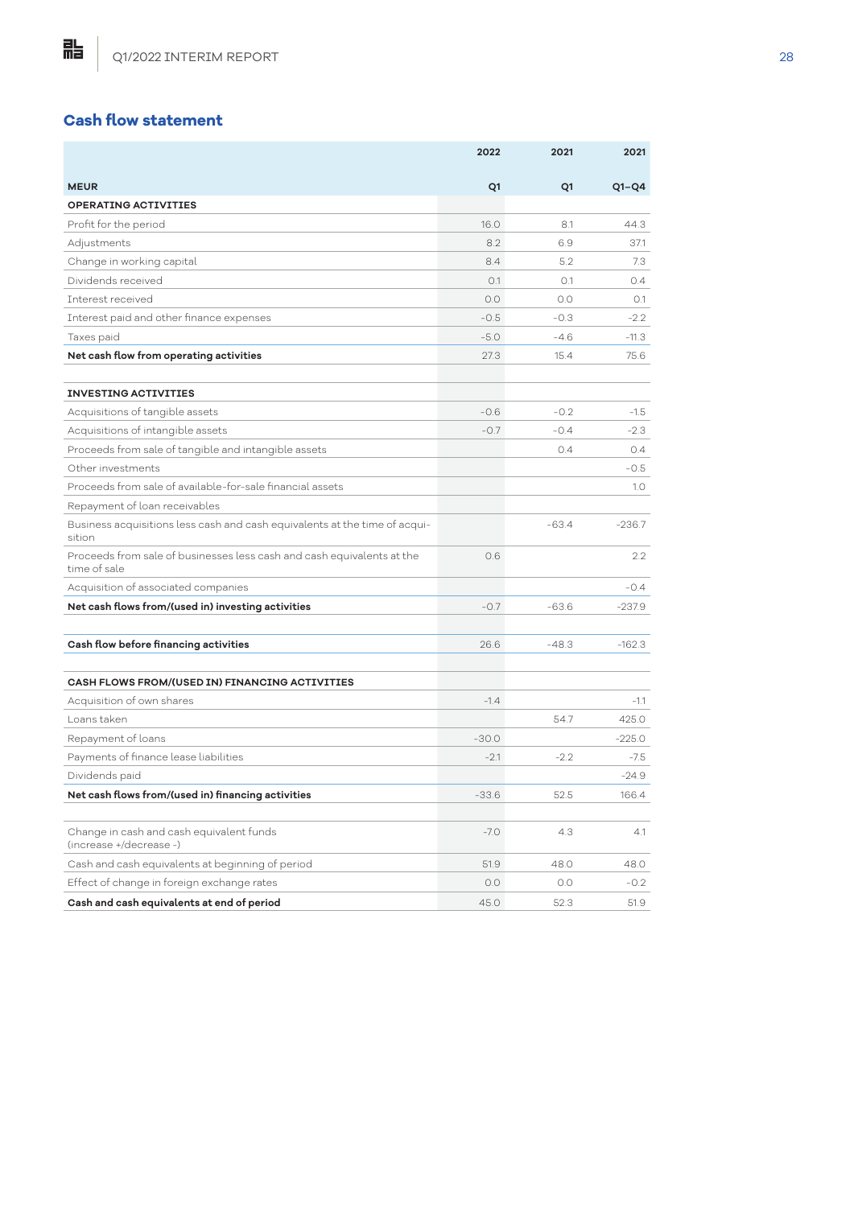## Cash flow statement

| MEUR | 2022 Q1 | 2021 Q1 | 2021 Q1–Q4 |
|---|---|---|---|
| **OPERATING ACTIVITIES** | | | |
| Profit for the period | 16.0 | 8.1 | 44.3 |
| Adjustments | 8.2 | 6.9 | 37.1 |
| Change in working capital | 8.4 | 5.2 | 7.3 |
| Dividends received | 0.1 | 0.1 | 0.4 |
| Interest received | 0.0 | 0.0 | 0.1 |
| Interest paid and other finance expenses | -0.5 | -0.3 | -2.2 |
| Taxes paid | -5.0 | -4.6 | -11.3 |
| **Net cash flow from operating activities** | 27.3 | 15.4 | 75.6 |
| | | | |
| **INVESTING ACTIVITIES** | | | |
| Acquisitions of tangible assets | -0.6 | -0.2 | -1.5 |
| Acquisitions of intangible assets | -0.7 | -0.4 | -2.3 |
| Proceeds from sale of tangible and intangible assets | | 0.4 | 0.4 |
| Other investments | | | -0.5 |
| Proceeds from sale of available-for-sale financial assets | | | 1.0 |
| Repayment of loan receivables | | | |
| Business acquisitions less cash and cash equivalents at the time of acquisition | | -63.4 | -236.7 |
| Proceeds from sale of businesses less cash and cash equivalents at the time of sale | 0.6 | | 2.2 |
| Acquisition of associated companies | | | -0.4 |
| **Net cash flows from/(used in) investing activities** | -0.7 | -63.6 | -237.9 |
| | | | |
| **Cash flow before financing activities** | 26.6 | -48.3 | -162.3 |
| | | | |
| **CASH FLOWS FROM/(USED IN) FINANCING ACTIVITIES** | | | |
| Acquisition of own shares | -1.4 | | -1.1 |
| Loans taken | | 54.7 | 425.0 |
| Repayment of loans | -30.0 | | -225.0 |
| Payments of finance lease liabilities | -2.1 | -2.2 | -7.5 |
| Dividends paid | | | -24.9 |
| **Net cash flows from/(used in) financing activities** | -33.6 | 52.5 | 166.4 |
| | | | |
| Change in cash and cash equivalent funds (increase +/decrease -) | -7.0 | 4.3 | 4.1 |
| Cash and cash equivalents at beginning of period | 51.9 | 48.0 | 48.0 |
| Effect of change in foreign exchange rates | 0.0 | 0.0 | -0.2 |
| **Cash and cash equivalents at end of period** | 45.0 | 52.3 | 51.9 |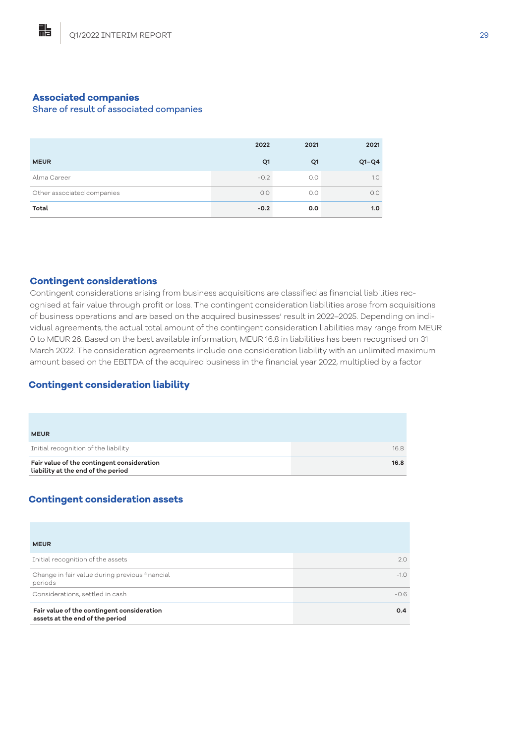## Associated companies

### Share of result of associated companies

| MEUR | 2022 Q1 | 2021 Q1 | 2021 Q1–Q4 |
|---|---|---|---|
| Alma Career | -0.2 | 0.0 | 1.0 |
| Other associated companies | 0.0 | 0.0 | 0.0 |
| **Total** | **-0.2** | **0.0** | **1.0** |

## Contingent considerations

Contingent considerations arising from business acquisitions are classified as financial liabilities recognised at fair value through profit or loss. The contingent consideration liabilities arose from acquisitions of business operations and are based on the acquired businesses' result in 2022–2025. Depending on individual agreements, the actual total amount of the contingent consideration liabilities may range from MEUR 0 to MEUR 26. Based on the best available information, MEUR 16.8 in liabilities has been recognised on 31 March 2022. The consideration agreements include one consideration liability with an unlimited maximum amount based on the EBITDA of the acquired business in the financial year 2022, multiplied by a factor

### Contingent consideration liability

| MEUR | |
|---|---|
| Initial recognition of the liability | 16.8 |
| **Fair value of the contingent consideration liability at the end of the period** | **16.8** |

### Contingent consideration assets

| MEUR | |
|---|---|
| Initial recognition of the assets | 2.0 |
| Change in fair value during previous financial periods | -1.0 |
| Considerations, settled in cash | -0.6 |
| **Fair value of the contingent consideration assets at the end of the period** | **0.4** |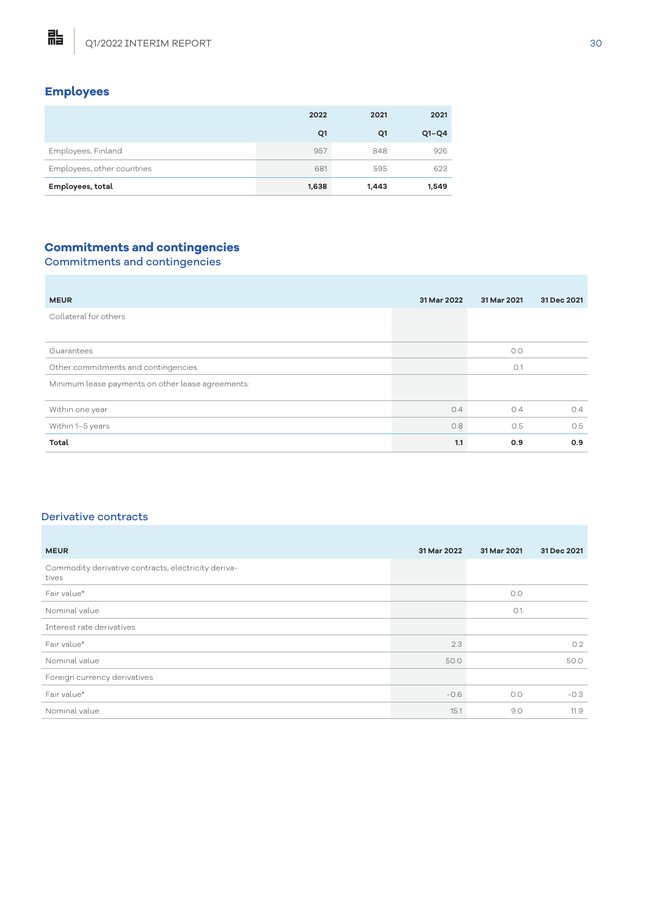## Employees

| | 2022 | 2021 | 2021 |
|---|---|---|---|
| | Q1 | Q1 | Q1–Q4 |
| Employees, Finland | 957 | 848 | 926 |
| Employees, other countries | 681 | 595 | 623 |
| **Employees, total** | **1,638** | **1,443** | **1,549** |

## Commitments and contingencies

### Commitments and contingencies

| MEUR | 31 Mar 2022 | 31 Mar 2021 | 31 Dec 2021 |
|---|---|---|---|
| Collateral for others | | | |
| Guarantees | | 0.0 | |
| Other commitments and contingencies | | 0.1 | |
| Minimum lease payments on other lease agreements: | | | |
| Within one year | 0.4 | 0.4 | 0.4 |
| Within 1–5 years | 0.8 | 0.5 | 0.5 |
| **Total** | **1.1** | **0.9** | **0.9** |

### Derivative contracts

| MEUR | 31 Mar 2022 | 31 Mar 2021 | 31 Dec 2021 |
|---|---|---|---|
| Commodity derivative contracts, electricity derivatives | | | |
| Fair value* | | 0.0 | |
| Nominal value | | 0.1 | |
| Interest rate derivatives | | | |
| Fair value* | 2.3 | | 0.2 |
| Nominal value | 50.0 | | 50.0 |
| Foreign currency derivatives | | | |
| Fair value* | -0.6 | 0.0 | -0.3 |
| Nominal value | 15.1 | 9.0 | 11.9 |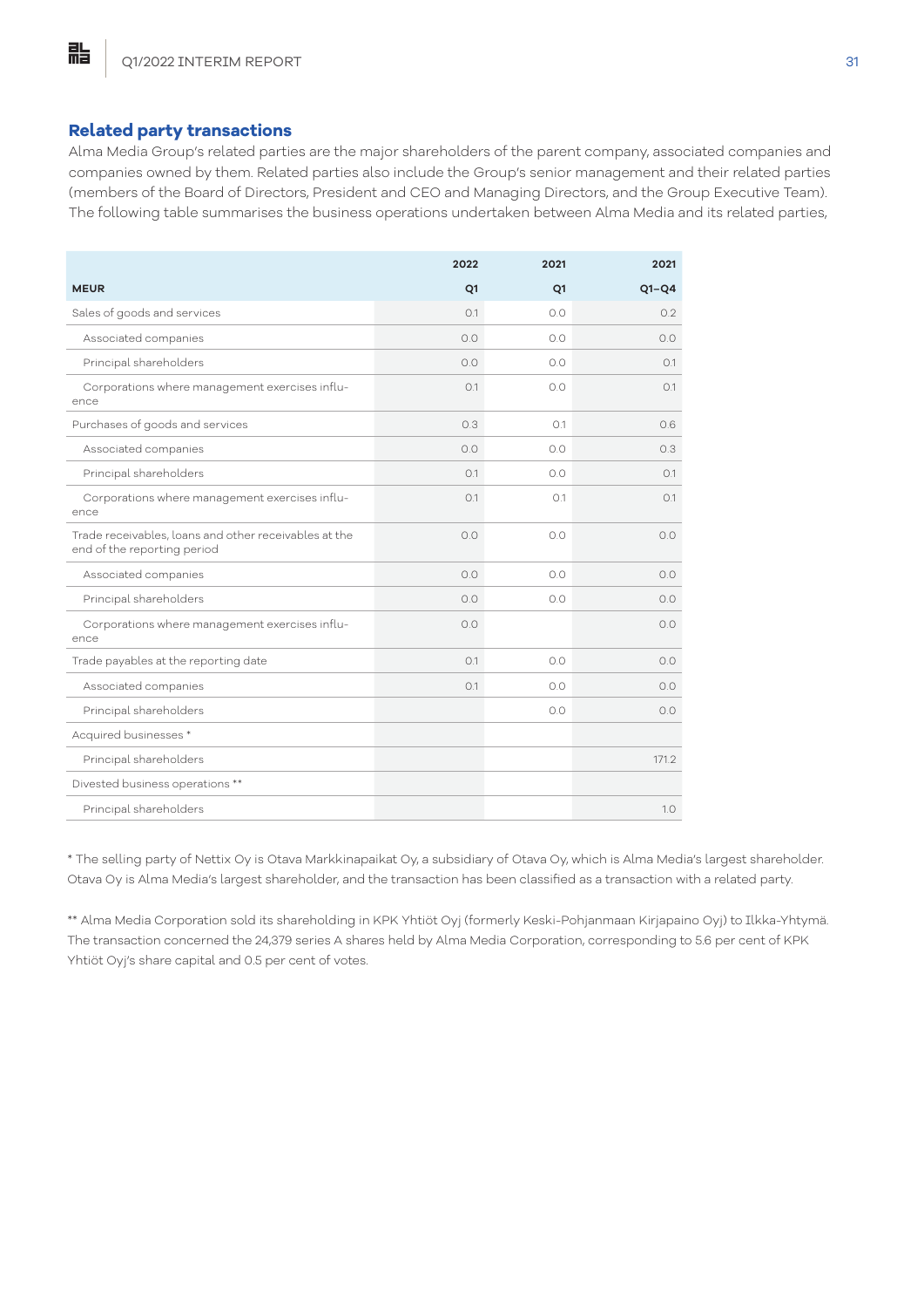## Related party transactions

Alma Media Group's related parties are the major shareholders of the parent company, associated companies and companies owned by them. Related parties also include the Group's senior management and their related parties (members of the Board of Directors, President and CEO and Managing Directors, and the Group Executive Team). The following table summarises the business operations undertaken between Alma Media and its related parties,

| MEUR | 2022 Q1 | 2021 Q1 | 2021 Q1–Q4 |
|---|---|---|---|
| Sales of goods and services | 0.1 | 0.0 | 0.2 |
| Associated companies | 0.0 | 0.0 | 0.0 |
| Principal shareholders | 0.0 | 0.0 | 0.1 |
| Corporations where management exercises influence | 0.1 | 0.0 | 0.1 |
| Purchases of goods and services | 0.3 | 0.1 | 0.6 |
| Associated companies | 0.0 | 0.0 | 0.3 |
| Principal shareholders | 0.1 | 0.0 | 0.1 |
| Corporations where management exercises influence | 0.1 | 0.1 | 0.1 |
| Trade receivables, loans and other receivables at the end of the reporting period | 0.0 | 0.0 | 0.0 |
| Associated companies | 0.0 | 0.0 | 0.0 |
| Principal shareholders | 0.0 | 0.0 | 0.0 |
| Corporations where management exercises influence | 0.0 | | 0.0 |
| Trade payables at the reporting date | 0.1 | 0.0 | 0.0 |
| Associated companies | 0.1 | 0.0 | 0.0 |
| Principal shareholders | | 0.0 | 0.0 |
| Acquired businesses * | | | |
| Principal shareholders | | | 171.2 |
| Divested business operations ** | | | |
| Principal shareholders | | | 1.0 |

* The selling party of Nettix Oy is Otava Markkinapaikat Oy, a subsidiary of Otava Oy, which is Alma Media's largest shareholder. Otava Oy is Alma Media's largest shareholder, and the transaction has been classified as a transaction with a related party.

** Alma Media Corporation sold its shareholding in KPK Yhtiöt Oyj (formerly Keski-Pohjanmaan Kirjapaino Oyj) to Ilkka-Yhtymä. The transaction concerned the 24,379 series A shares held by Alma Media Corporation, corresponding to 5.6 per cent of KPK Yhtiöt Oyj's share capital and 0.5 per cent of votes.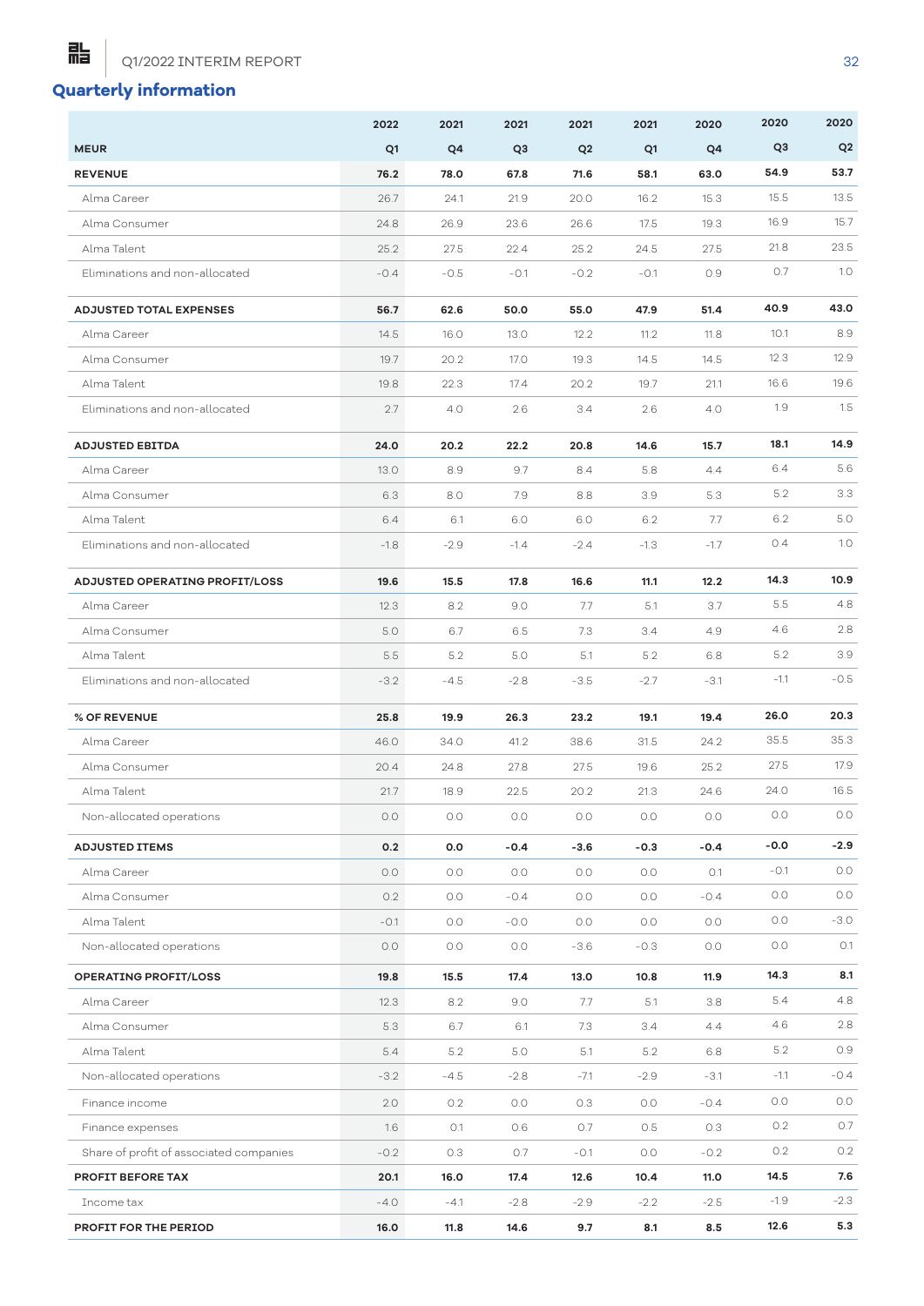## Quarterly information

| MEUR | 2022 Q1 | 2021 Q4 | 2021 Q3 | 2021 Q2 | 2021 Q1 | 2020 Q4 | 2020 Q3 | 2020 Q2 |
|---|---|---|---|---|---|---|---|---|
| **REVENUE** | **76.2** | **78.0** | **67.8** | **71.6** | **58.1** | **63.0** | **54.9** | **53.7** |
| Alma Career | 26.7 | 24.1 | 21.9 | 20.0 | 16.2 | 15.3 | 15.5 | 13.5 |
| Alma Consumer | 24.8 | 26.9 | 23.6 | 26.6 | 17.5 | 19.3 | 16.9 | 15.7 |
| Alma Talent | 25.2 | 27.5 | 22.4 | 25.2 | 24.5 | 27.5 | 21.8 | 23.5 |
| Eliminations and non-allocated | -0.4 | -0.5 | -0.1 | -0.2 | -0.1 | 0.9 | 0.7 | 1.0 |
| **ADJUSTED TOTAL EXPENSES** | **56.7** | **62.6** | **50.0** | **55.0** | **47.9** | **51.4** | **40.9** | **43.0** |
| Alma Career | 14.5 | 16.0 | 13.0 | 12.2 | 11.2 | 11.8 | 10.1 | 8.9 |
| Alma Consumer | 19.7 | 20.2 | 17.0 | 19.3 | 14.5 | 14.5 | 12.3 | 12.9 |
| Alma Talent | 19.8 | 22.3 | 17.4 | 20.2 | 19.7 | 21.1 | 16.6 | 19.6 |
| Eliminations and non-allocated | 2.7 | 4.0 | 2.6 | 3.4 | 2.6 | 4.0 | 1.9 | 1.5 |
| **ADJUSTED EBITDA** | **24.0** | **20.2** | **22.2** | **20.8** | **14.6** | **15.7** | **18.1** | **14.9** |
| Alma Career | 13.0 | 8.9 | 9.7 | 8.4 | 5.8 | 4.4 | 6.4 | 5.6 |
| Alma Consumer | 6.3 | 8.0 | 7.9 | 8.8 | 3.9 | 5.3 | 5.2 | 3.3 |
| Alma Talent | 6.4 | 6.1 | 6.0 | 6.0 | 6.2 | 7.7 | 6.2 | 5.0 |
| Eliminations and non-allocated | -1.8 | -2.9 | -1.4 | -2.4 | -1.3 | -1.7 | 0.4 | 1.0 |
| **ADJUSTED OPERATING PROFIT/LOSS** | **19.6** | **15.5** | **17.8** | **16.6** | **11.1** | **12.2** | **14.3** | **10.9** |
| Alma Career | 12.3 | 8.2 | 9.0 | 7.7 | 5.1 | 3.7 | 5.5 | 4.8 |
| Alma Consumer | 5.0 | 6.7 | 6.5 | 7.3 | 3.4 | 4.9 | 4.6 | 2.8 |
| Alma Talent | 5.5 | 5.2 | 5.0 | 5.1 | 5.2 | 6.8 | 5.2 | 3.9 |
| Eliminations and non-allocated | -3.2 | -4.5 | -2.8 | -3.5 | -2.7 | -3.1 | -1.1 | -0.5 |
| **% OF REVENUE** | **25.8** | **19.9** | **26.3** | **23.2** | **19.1** | **19.4** | **26.0** | **20.3** |
| Alma Career | 46.0 | 34.0 | 41.2 | 38.6 | 31.5 | 24.2 | 35.5 | 35.3 |
| Alma Consumer | 20.4 | 24.8 | 27.8 | 27.5 | 19.6 | 25.2 | 27.5 | 17.9 |
| Alma Talent | 21.7 | 18.9 | 22.5 | 20.2 | 21.3 | 24.6 | 24.0 | 16.5 |
| Non-allocated operations | 0.0 | 0.0 | 0.0 | 0.0 | 0.0 | 0.0 | 0.0 | 0.0 |
| **ADJUSTED ITEMS** | **0.2** | **0.0** | **-0.4** | **-3.6** | **-0.3** | **-0.4** | **-0.0** | **-2.9** |
| Alma Career | 0.0 | 0.0 | 0.0 | 0.0 | 0.0 | 0.1 | -0.1 | 0.0 |
| Alma Consumer | 0.2 | 0.0 | -0.4 | 0.0 | 0.0 | -0.4 | 0.0 | 0.0 |
| Alma Talent | -0.1 | 0.0 | -0.0 | 0.0 | 0.0 | 0.0 | 0.0 | -3.0 |
| Non-allocated operations | 0.0 | 0.0 | 0.0 | -3.6 | -0.3 | 0.0 | 0.0 | 0.1 |
| **OPERATING PROFIT/LOSS** | **19.8** | **15.5** | **17.4** | **13.0** | **10.8** | **11.9** | **14.3** | **8.1** |
| Alma Career | 12.3 | 8.2 | 9.0 | 7.7 | 5.1 | 3.8 | 5.4 | 4.8 |
| Alma Consumer | 5.3 | 6.7 | 6.1 | 7.3 | 3.4 | 4.4 | 4.6 | 2.8 |
| Alma Talent | 5.4 | 5.2 | 5.0 | 5.1 | 5.2 | 6.8 | 5.2 | 0.9 |
| Non-allocated operations | -3.2 | -4.5 | -2.8 | -7.1 | -2.9 | -3.1 | -1.1 | -0.4 |
| Finance income | 2.0 | 0.2 | 0.0 | 0.3 | 0.0 | -0.4 | 0.0 | 0.0 |
| Finance expenses | 1.6 | 0.1 | 0.6 | 0.7 | 0.5 | 0.3 | 0.2 | 0.7 |
| Share of profit of associated companies | -0.2 | 0.3 | 0.7 | -0.1 | 0.0 | -0.2 | 0.2 | 0.2 |
| **PROFIT BEFORE TAX** | **20.1** | **16.0** | **17.4** | **12.6** | **10.4** | **11.0** | **14.5** | **7.6** |
| Income tax | -4.0 | -4.1 | -2.8 | -2.9 | -2.2 | -2.5 | -1.9 | -2.3 |
| **PROFIT FOR THE PERIOD** | **16.0** | **11.8** | **14.6** | **9.7** | **8.1** | **8.5** | **12.6** | **5.3** |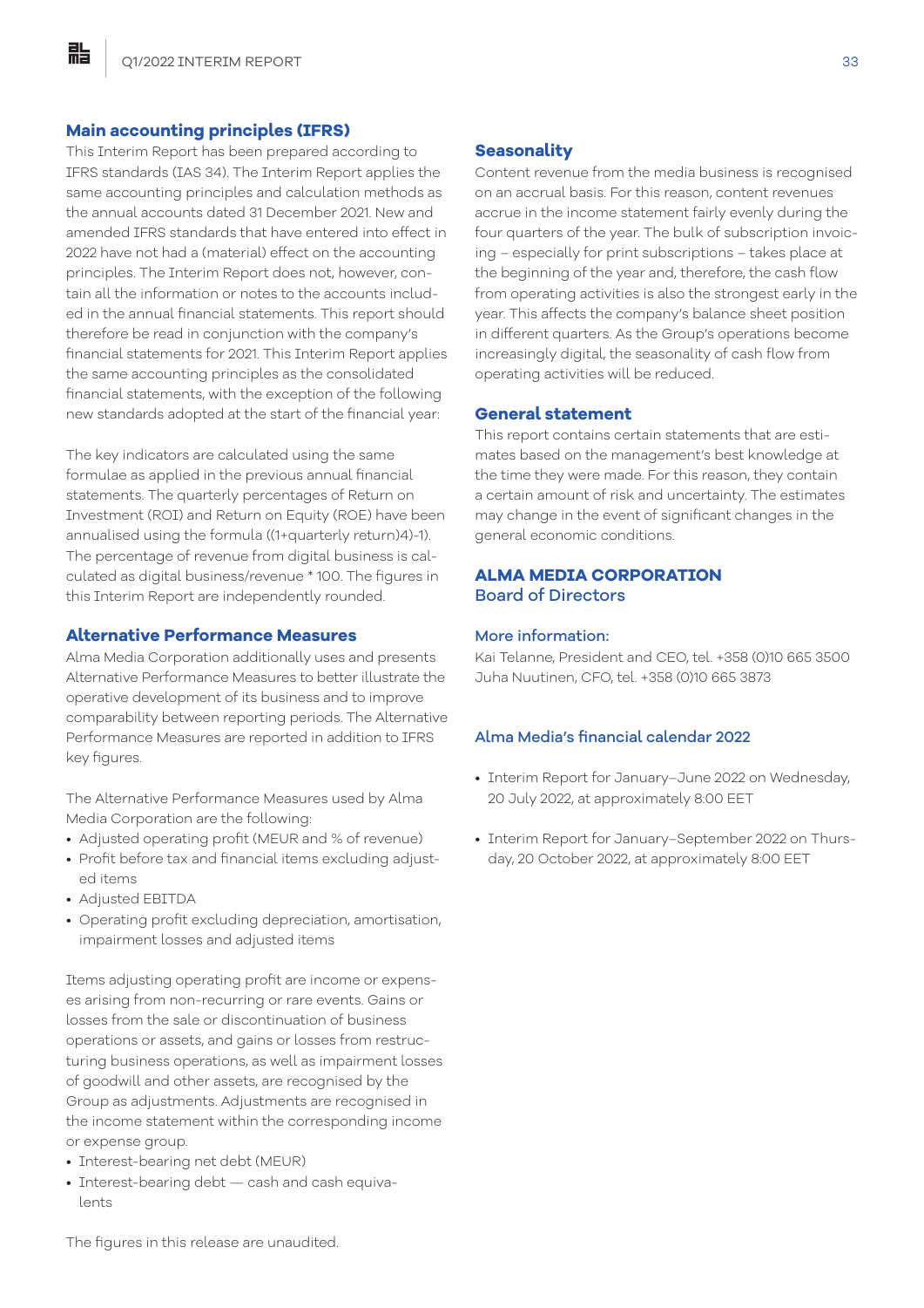## Main accounting principles (IFRS)

This Interim Report has been prepared according to IFRS standards (IAS 34). The Interim Report applies the same accounting principles and calculation methods as the annual accounts dated 31 December 2021. New and amended IFRS standards that have entered into effect in 2022 have not had a (material) effect on the accounting principles. The Interim Report does not, however, contain all the information or notes to the accounts included in the annual financial statements. This report should therefore be read in conjunction with the company's financial statements for 2021. This Interim Report applies the same accounting principles as the consolidated financial statements, with the exception of the following new standards adopted at the start of the financial year:

The key indicators are calculated using the same formulae as applied in the previous annual financial statements. The quarterly percentages of Return on Investment (ROI) and Return on Equity (ROE) have been annualised using the formula ((1+quarterly return)4)-1). The percentage of revenue from digital business is calculated as digital business/revenue * 100. The figures in this Interim Report are independently rounded.

## Alternative Performance Measures

Alma Media Corporation additionally uses and presents Alternative Performance Measures to better illustrate the operative development of its business and to improve comparability between reporting periods. The Alternative Performance Measures are reported in addition to IFRS key figures.

The Alternative Performance Measures used by Alma Media Corporation are the following:

- Adjusted operating profit (MEUR and % of revenue)
- Profit before tax and financial items excluding adjusted items
- Adjusted EBITDA
- Operating profit excluding depreciation, amortisation, impairment losses and adjusted items

Items adjusting operating profit are income or expenses arising from non-recurring or rare events. Gains or losses from the sale or discontinuation of business operations or assets, and gains or losses from restructuring business operations, as well as impairment losses of goodwill and other assets, are recognised by the Group as adjustments. Adjustments are recognised in the income statement within the corresponding income or expense group.

- Interest-bearing net debt (MEUR)
- Interest-bearing debt — cash and cash equivalents

The figures in this release are unaudited.

## Seasonality

Content revenue from the media business is recognised on an accrual basis. For this reason, content revenues accrue in the income statement fairly evenly during the four quarters of the year. The bulk of subscription invoicing – especially for print subscriptions – takes place at the beginning of the year and, therefore, the cash flow from operating activities is also the strongest early in the year. This affects the company's balance sheet position in different quarters. As the Group's operations become increasingly digital, the seasonality of cash flow from operating activities will be reduced.

## General statement

This report contains certain statements that are estimates based on the management's best knowledge at the time they were made. For this reason, they contain a certain amount of risk and uncertainty. The estimates may change in the event of significant changes in the general economic conditions.

## ALMA MEDIA CORPORATION
### Board of Directors

### More information:

Kai Telanne, President and CEO, tel. +358 (0)10 665 3500
Juha Nuutinen, CFO, tel. +358 (0)10 665 3873

### Alma Media's financial calendar 2022

- Interim Report for January–June 2022 on Wednesday, 20 July 2022, at approximately 8:00 EET
- Interim Report for January–September 2022 on Thursday, 20 October 2022, at approximately 8:00 EET